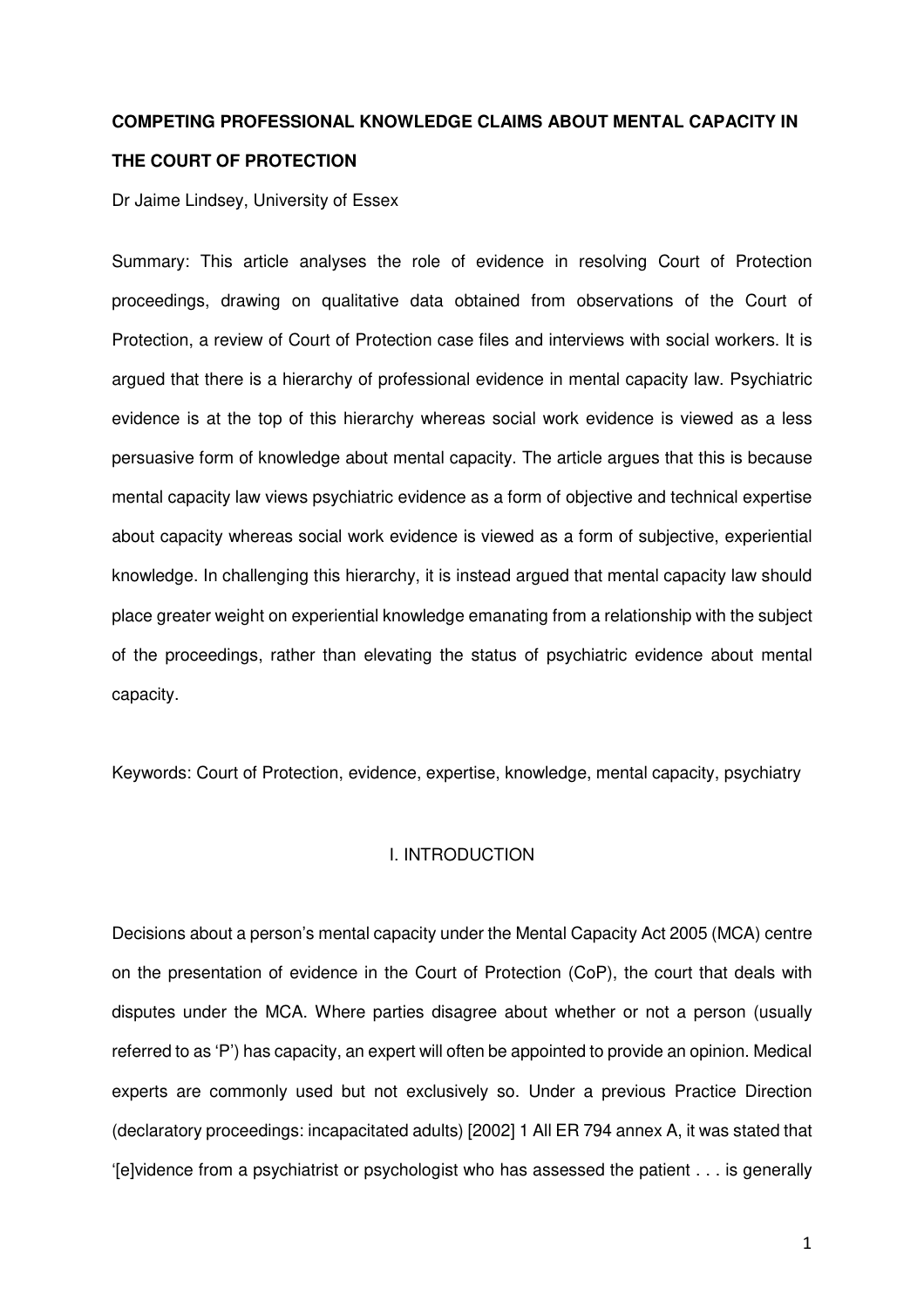# COMPETING PROFESSIONAL KNOWLEDGE CLAIMS ABOUT MENTAL CAPACITY IN THE COURT OF PROTECTION

Dr Jaime Lindsey, University of Essex

Summary: This article analyses the role of evidence in resolving Court of Protection proceedings, drawing on qualitative data obtained from observations of the Court of Protection, a review of Court of Protection case files and interviews with social workers. It is argued that there is a hierarchy of professional evidence in mental capacity law. Psychiatric evidence is at the top of this hierarchy whereas social work evidence is viewed as a less persuasive form of knowledge about mental capacity. The article argues that this is because mental capacity law views psychiatric evidence as a form of objective and technical expertise about capacity whereas social work evidence is viewed as a form of subjective, experiential knowledge. In challenging this hierarchy, it is instead argued that mental capacity law should place greater weight on experiential knowledge emanating from a relationship with the subject of the proceedings, rather than elevating the status of psychiatric evidence about mental capacity.

Keywords: Court of Protection, evidence, expertise, knowledge, mental capacity, psychiatry

## I. INTRODUCTION

Decisions about a person's mental capacity under the Mental Capacity Act 2005 (MCA) centre on the presentation of evidence in the Court of Protection (CoP), the court that deals with disputes under the MCA. Where parties disagree about whether or not a person (usually referred to as 'P') has capacity, an expert will often be appointed to provide an opinion. Medical experts are commonly used but not exclusively so. Under a previous Practice Direction (declaratory proceedings: incapacitated adults) [2002] 1 All ER 794 annex A, it was stated that '[e]vidence from a psychiatrist or psychologist who has assessed the patient . . . is generally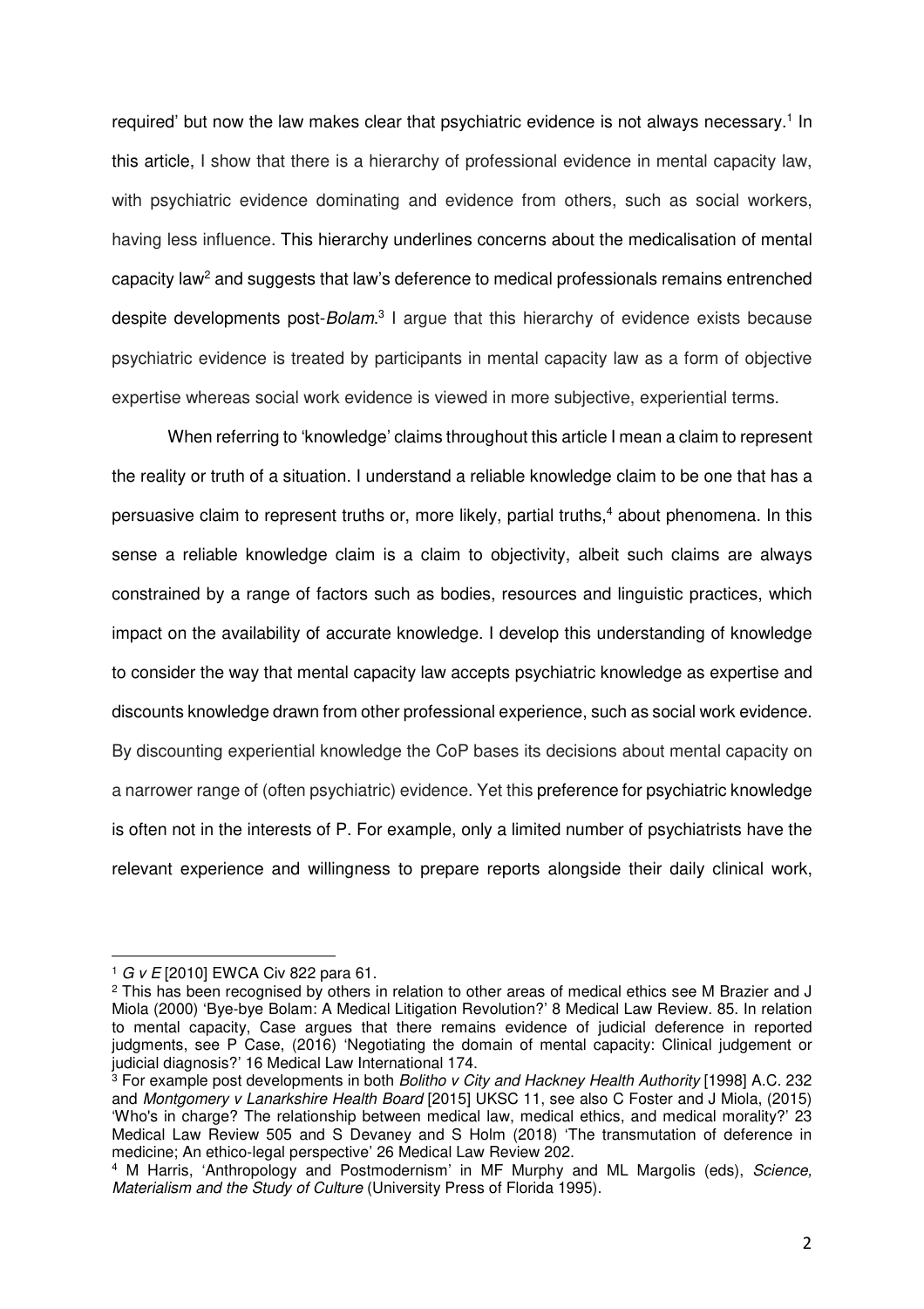required' but now the law makes clear that psychiatric evidence is not always necessary.[1] In this article, I show that there is a hierarchy of professional evidence in mental capacity law, with psychiatric evidence dominating and evidence from others, such as social workers, having less influence. This hierarchy underlines concerns about the medicalisation of mental capacity law[2] and suggests that law's deference to medical professionals remains entrenched despite developments post-*Bolam*.[3] I argue that this hierarchy of evidence exists because psychiatric evidence is treated by participants in mental capacity law as a form of objective expertise whereas social work evidence is viewed in more subjective, experiential terms.

When referring to 'knowledge' claims throughout this article I mean a claim to represent the reality or truth of a situation. I understand a reliable knowledge claim to be one that has a persuasive claim to represent truths or, more likely, partial truths,[4] about phenomena. In this sense a reliable knowledge claim is a claim to objectivity, albeit such claims are always constrained by a range of factors such as bodies, resources and linguistic practices, which impact on the availability of accurate knowledge. I develop this understanding of knowledge to consider the way that mental capacity law accepts psychiatric knowledge as expertise and discounts knowledge drawn from other professional experience, such as social work evidence. By discounting experiential knowledge the CoP bases its decisions about mental capacity on a narrower range of (often psychiatric) evidence. Yet this preference for psychiatric knowledge is often not in the interests of P. For example, only a limited number of psychiatrists have the relevant experience and willingness to prepare reports alongside their daily clinical work,

---

[1] *G v E* [2010] EWCA Civ 822 para 61.

[2] This has been recognised by others in relation to other areas of medical ethics see M Brazier and J Miola (2000) 'Bye-bye Bolam: A Medical Litigation Revolution?' 8 Medical Law Review. 85. In relation to mental capacity, Case argues that there remains evidence of judicial deference in reported judgments, see P Case, (2016) 'Negotiating the domain of mental capacity: Clinical judgement or judicial diagnosis?' 16 Medical Law International 174.

[3] For example post developments in both *Bolitho v City and Hackney Health Authority* [1998] A.C. 232 and *Montgomery v Lanarkshire Health Board* [2015] UKSC 11, see also C Foster and J Miola, (2015) 'Who's in charge? The relationship between medical law, medical ethics, and medical morality?' 23 Medical Law Review 505 and S Devaney and S Holm (2018) 'The transmutation of deference in medicine; An ethico-legal perspective' 26 Medical Law Review 202.

[4] M Harris, 'Anthropology and Postmodernism' in MF Murphy and ML Margolis (eds), *Science, Materialism and the Study of Culture* (University Press of Florida 1995).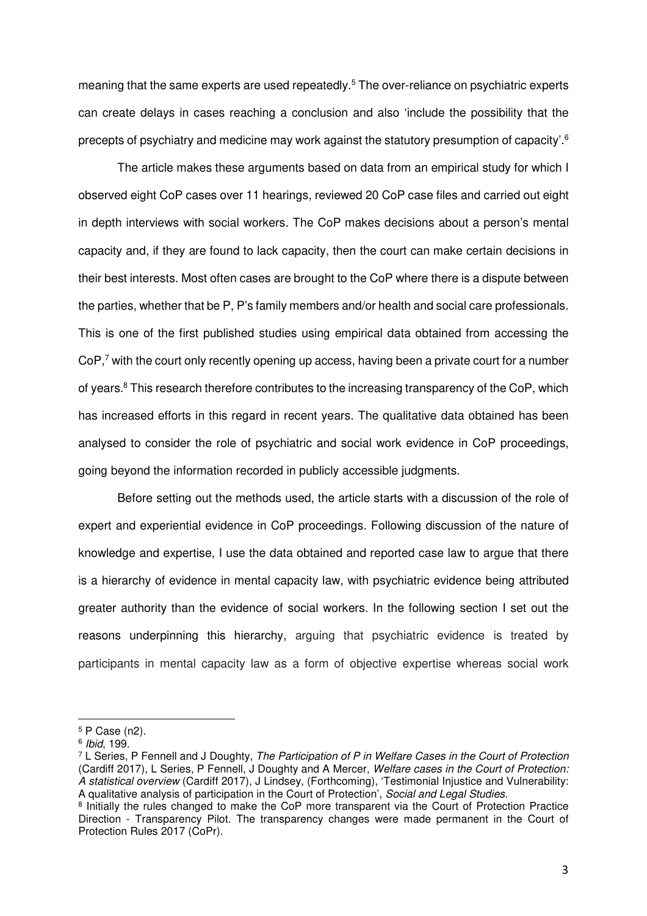meaning that the same experts are used repeatedly.[5] The over-reliance on psychiatric experts can create delays in cases reaching a conclusion and also 'include the possibility that the precepts of psychiatry and medicine may work against the statutory presumption of capacity'.[6]

The article makes these arguments based on data from an empirical study for which I observed eight CoP cases over 11 hearings, reviewed 20 CoP case files and carried out eight in depth interviews with social workers. The CoP makes decisions about a person's mental capacity and, if they are found to lack capacity, then the court can make certain decisions in their best interests. Most often cases are brought to the CoP where there is a dispute between the parties, whether that be P, P's family members and/or health and social care professionals. This is one of the first published studies using empirical data obtained from accessing the CoP,[7] with the court only recently opening up access, having been a private court for a number of years.[8] This research therefore contributes to the increasing transparency of the CoP, which has increased efforts in this regard in recent years. The qualitative data obtained has been analysed to consider the role of psychiatric and social work evidence in CoP proceedings, going beyond the information recorded in publicly accessible judgments.

Before setting out the methods used, the article starts with a discussion of the role of expert and experiential evidence in CoP proceedings. Following discussion of the nature of knowledge and expertise, I use the data obtained and reported case law to argue that there is a hierarchy of evidence in mental capacity law, with psychiatric evidence being attributed greater authority than the evidence of social workers. In the following section I set out the reasons underpinning this hierarchy, arguing that psychiatric evidence is treated by participants in mental capacity law as a form of objective expertise whereas social work

---

[5] P Case (n2).

[6] *Ibid*, 199.

[7] L Series, P Fennell and J Doughty, *The Participation of P in Welfare Cases in the Court of Protection* (Cardiff 2017), L Series, P Fennell, J Doughty and A Mercer, *Welfare cases in the Court of Protection: A statistical overview* (Cardiff 2017), J Lindsey, (Forthcoming), 'Testimonial Injustice and Vulnerability: A qualitative analysis of participation in the Court of Protection', *Social and Legal Studies*.

[8] Initially the rules changed to make the CoP more transparent via the Court of Protection Practice Direction - Transparency Pilot. The transparency changes were made permanent in the Court of Protection Rules 2017 (CoPr).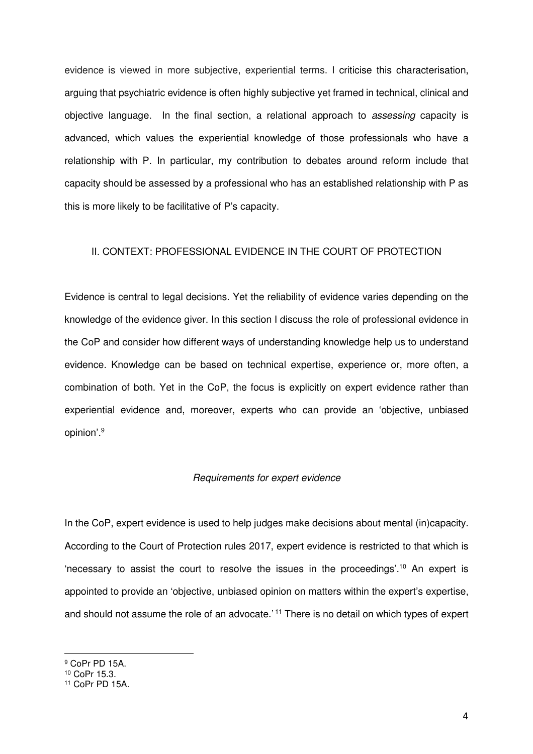evidence is viewed in more subjective, experiential terms. I criticise this characterisation, arguing that psychiatric evidence is often highly subjective yet framed in technical, clinical and objective language. In the final section, a relational approach to *assessing* capacity is advanced, which values the experiential knowledge of those professionals who have a relationship with P. In particular, my contribution to debates around reform include that capacity should be assessed by a professional who has an established relationship with P as this is more likely to be facilitative of P's capacity.

## II. CONTEXT: PROFESSIONAL EVIDENCE IN THE COURT OF PROTECTION

Evidence is central to legal decisions. Yet the reliability of evidence varies depending on the knowledge of the evidence giver. In this section I discuss the role of professional evidence in the CoP and consider how different ways of understanding knowledge help us to understand evidence. Knowledge can be based on technical expertise, experience or, more often, a combination of both. Yet in the CoP, the focus is explicitly on expert evidence rather than experiential evidence and, moreover, experts who can provide an 'objective, unbiased opinion'.[9]

### *Requirements for expert evidence*

In the CoP, expert evidence is used to help judges make decisions about mental (in)capacity. According to the Court of Protection rules 2017, expert evidence is restricted to that which is 'necessary to assist the court to resolve the issues in the proceedings'.[10] An expert is appointed to provide an 'objective, unbiased opinion on matters within the expert's expertise, and should not assume the role of an advocate.'[11] There is no detail on which types of expert

---

[9] CoPr PD 15A.

[10] CoPr 15.3.

[11] CoPr PD 15A.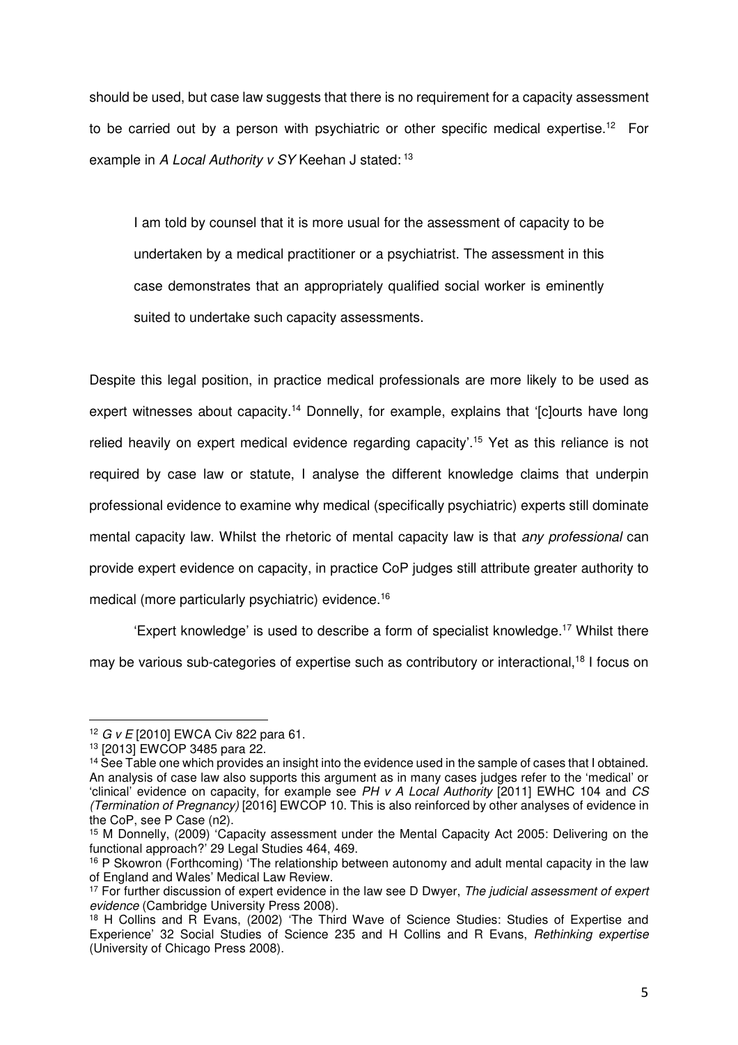should be used, but case law suggests that there is no requirement for a capacity assessment to be carried out by a person with psychiatric or other specific medical expertise.[12] For example in *A Local Authority v SY* Keehan J stated: [13]

> I am told by counsel that it is more usual for the assessment of capacity to be undertaken by a medical practitioner or a psychiatrist. The assessment in this case demonstrates that an appropriately qualified social worker is eminently suited to undertake such capacity assessments.

Despite this legal position, in practice medical professionals are more likely to be used as expert witnesses about capacity.[14] Donnelly, for example, explains that '[c]ourts have long relied heavily on expert medical evidence regarding capacity'.[15] Yet as this reliance is not required by case law or statute, I analyse the different knowledge claims that underpin professional evidence to examine why medical (specifically psychiatric) experts still dominate mental capacity law. Whilst the rhetoric of mental capacity law is that *any professional* can provide expert evidence on capacity, in practice CoP judges still attribute greater authority to medical (more particularly psychiatric) evidence.[16]

'Expert knowledge' is used to describe a form of specialist knowledge.[17] Whilst there may be various sub-categories of expertise such as contributory or interactional,[18] I focus on

---

[12] *G v E* [2010] EWCA Civ 822 para 61.

[13] [2013] EWCOP 3485 para 22.

[14] See Table one which provides an insight into the evidence used in the sample of cases that I obtained. An analysis of case law also supports this argument as in many cases judges refer to the 'medical' or 'clinical' evidence on capacity, for example see *PH v A Local Authority* [2011] EWHC 104 and *CS (Termination of Pregnancy)* [2016] EWCOP 10. This is also reinforced by other analyses of evidence in the CoP, see P Case (n2).

[15] M Donnelly, (2009) 'Capacity assessment under the Mental Capacity Act 2005: Delivering on the functional approach?' 29 Legal Studies 464, 469.

[16] P Skowron (Forthcoming) 'The relationship between autonomy and adult mental capacity in the law of England and Wales' Medical Law Review.

[17] For further discussion of expert evidence in the law see D Dwyer, *The judicial assessment of expert evidence* (Cambridge University Press 2008).

[18] H Collins and R Evans, (2002) 'The Third Wave of Science Studies: Studies of Expertise and Experience' 32 Social Studies of Science 235 and H Collins and R Evans, *Rethinking expertise* (University of Chicago Press 2008).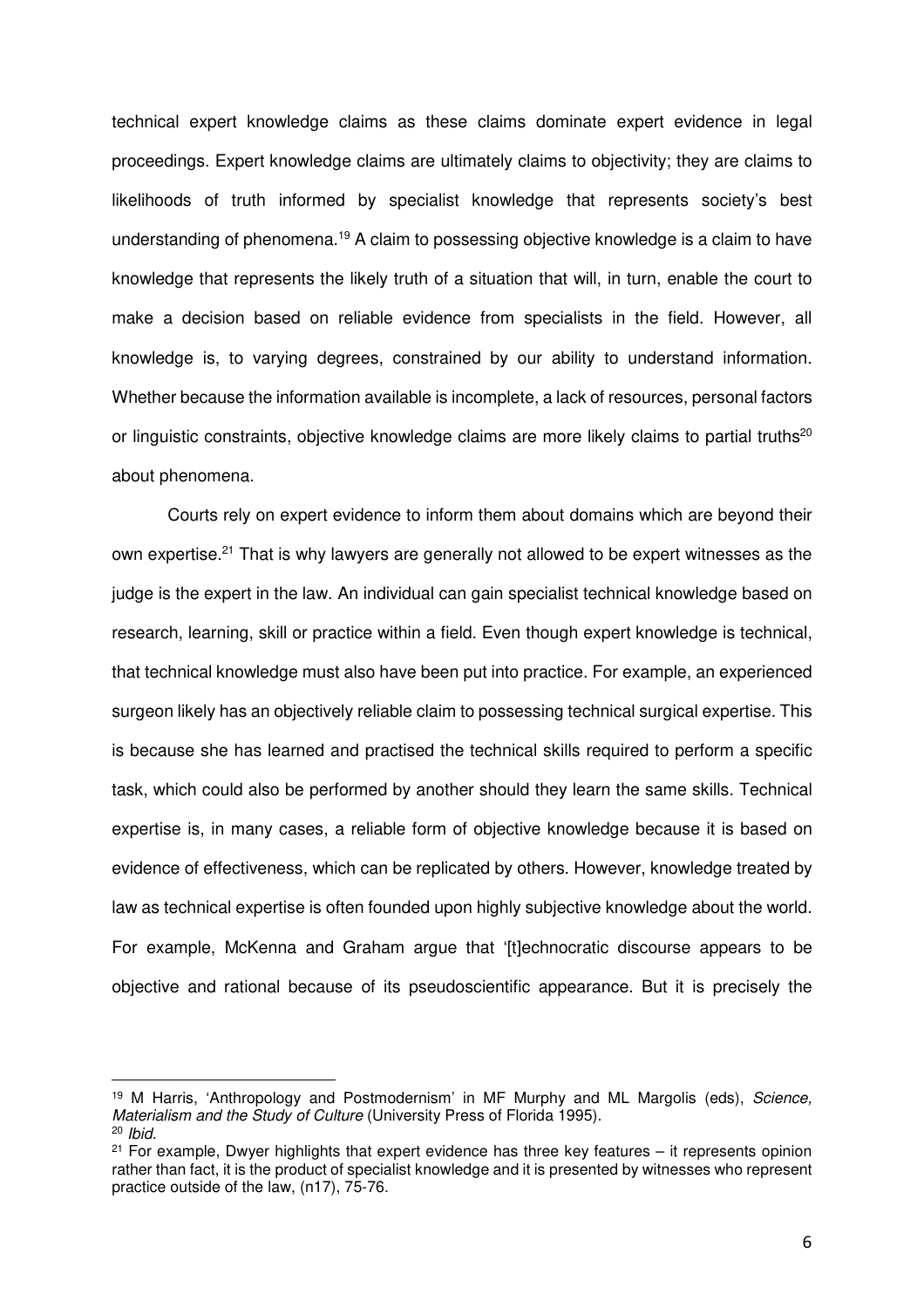technical expert knowledge claims as these claims dominate expert evidence in legal proceedings. Expert knowledge claims are ultimately claims to objectivity; they are claims to likelihoods of truth informed by specialist knowledge that represents society's best understanding of phenomena.[19] A claim to possessing objective knowledge is a claim to have knowledge that represents the likely truth of a situation that will, in turn, enable the court to make a decision based on reliable evidence from specialists in the field. However, all knowledge is, to varying degrees, constrained by our ability to understand information. Whether because the information available is incomplete, a lack of resources, personal factors or linguistic constraints, objective knowledge claims are more likely claims to partial truths[20] about phenomena.

Courts rely on expert evidence to inform them about domains which are beyond their own expertise.[21] That is why lawyers are generally not allowed to be expert witnesses as the judge is the expert in the law. An individual can gain specialist technical knowledge based on research, learning, skill or practice within a field. Even though expert knowledge is technical, that technical knowledge must also have been put into practice. For example, an experienced surgeon likely has an objectively reliable claim to possessing technical surgical expertise. This is because she has learned and practised the technical skills required to perform a specific task, which could also be performed by another should they learn the same skills. Technical expertise is, in many cases, a reliable form of objective knowledge because it is based on evidence of effectiveness, which can be replicated by others. However, knowledge treated by law as technical expertise is often founded upon highly subjective knowledge about the world. For example, McKenna and Graham argue that '[t]echnocratic discourse appears to be objective and rational because of its pseudoscientific appearance. But it is precisely the

---

[19] M Harris, 'Anthropology and Postmodernism' in MF Murphy and ML Margolis (eds), *Science, Materialism and the Study of Culture* (University Press of Florida 1995).

[20] *Ibid.*

[21] For example, Dwyer highlights that expert evidence has three key features – it represents opinion rather than fact, it is the product of specialist knowledge and it is presented by witnesses who represent practice outside of the law, (n17), 75-76.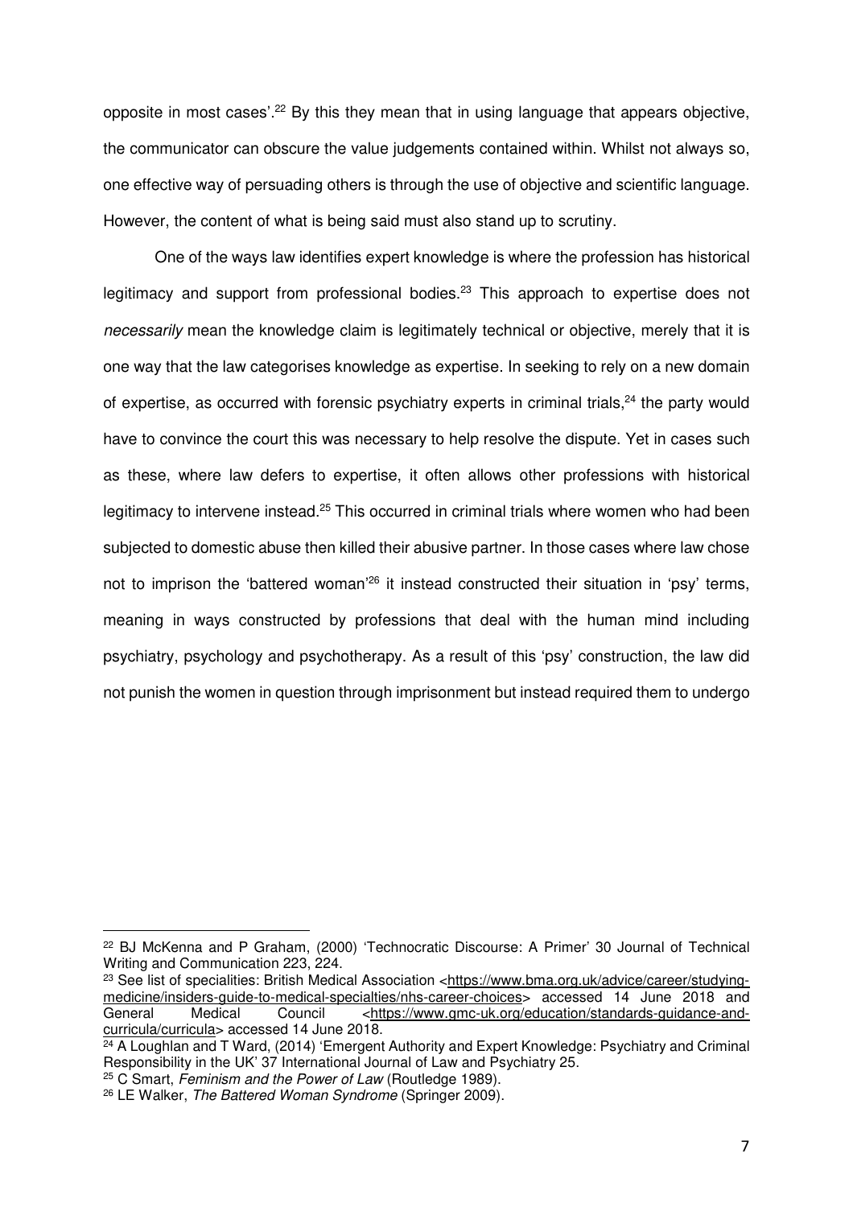opposite in most cases'.[22] By this they mean that in using language that appears objective, the communicator can obscure the value judgements contained within. Whilst not always so, one effective way of persuading others is through the use of objective and scientific language. However, the content of what is being said must also stand up to scrutiny.

One of the ways law identifies expert knowledge is where the profession has historical legitimacy and support from professional bodies.[23] This approach to expertise does not *necessarily* mean the knowledge claim is legitimately technical or objective, merely that it is one way that the law categorises knowledge as expertise. In seeking to rely on a new domain of expertise, as occurred with forensic psychiatry experts in criminal trials,[24] the party would have to convince the court this was necessary to help resolve the dispute. Yet in cases such as these, where law defers to expertise, it often allows other professions with historical legitimacy to intervene instead.[25] This occurred in criminal trials where women who had been subjected to domestic abuse then killed their abusive partner. In those cases where law chose not to imprison the 'battered woman'[26] it instead constructed their situation in 'psy' terms, meaning in ways constructed by professions that deal with the human mind including psychiatry, psychology and psychotherapy. As a result of this 'psy' construction, the law did not punish the women in question through imprisonment but instead required them to undergo

---

[22] BJ McKenna and P Graham, (2000) 'Technocratic Discourse: A Primer' 30 Journal of Technical Writing and Communication 223, 224.

[23] See list of specialities: British Medical Association <https://www.bma.org.uk/advice/career/studying-medicine/insiders-guide-to-medical-specialties/nhs-career-choices> accessed 14 June 2018 and General Medical Council <https://www.gmc-uk.org/education/standards-guidance-and-curricula/curricula> accessed 14 June 2018.

[24] A Loughlan and T Ward, (2014) 'Emergent Authority and Expert Knowledge: Psychiatry and Criminal Responsibility in the UK' 37 International Journal of Law and Psychiatry 25.

[25] C Smart, *Feminism and the Power of Law* (Routledge 1989).

[26] LE Walker, *The Battered Woman Syndrome* (Springer 2009).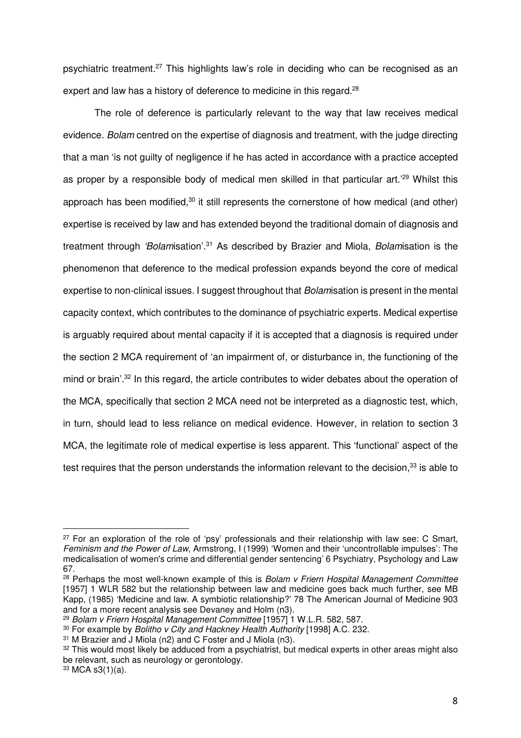psychiatric treatment.[27] This highlights law's role in deciding who can be recognised as an expert and law has a history of deference to medicine in this regard.[28]

The role of deference is particularly relevant to the way that law receives medical evidence. *Bolam* centred on the expertise of diagnosis and treatment, with the judge directing that a man 'is not guilty of negligence if he has acted in accordance with a practice accepted as proper by a responsible body of medical men skilled in that particular art.'[29] Whilst this approach has been modified,[30] it still represents the cornerstone of how medical (and other) expertise is received by law and has extended beyond the traditional domain of diagnosis and treatment through '*Bolam*isation'.[31] As described by Brazier and Miola, *Bolam*isation is the phenomenon that deference to the medical profession expands beyond the core of medical expertise to non-clinical issues. I suggest throughout that *Bolam*isation is present in the mental capacity context, which contributes to the dominance of psychiatric experts. Medical expertise is arguably required about mental capacity if it is accepted that a diagnosis is required under the section 2 MCA requirement of 'an impairment of, or disturbance in, the functioning of the mind or brain'.[32] In this regard, the article contributes to wider debates about the operation of the MCA, specifically that section 2 MCA need not be interpreted as a diagnostic test, which, in turn, should lead to less reliance on medical evidence. However, in relation to section 3 MCA, the legitimate role of medical expertise is less apparent. This 'functional' aspect of the test requires that the person understands the information relevant to the decision,[33] is able to

---

[27] For an exploration of the role of 'psy' professionals and their relationship with law see: C Smart, *Feminism and the Power of Law*, Armstrong, I (1999) 'Women and their 'uncontrollable impulses': The medicalisation of women's crime and differential gender sentencing' 6 Psychiatry, Psychology and Law 67.

[28] Perhaps the most well-known example of this is *Bolam v Friern Hospital Management Committee* [1957] 1 WLR 582 but the relationship between law and medicine goes back much further, see MB Kapp, (1985) 'Medicine and law. A symbiotic relationship?' 78 The American Journal of Medicine 903 and for a more recent analysis see Devaney and Holm (n3).

[29] *Bolam v Friern Hospital Management Committee* [1957] 1 W.L.R. 582, 587.

[30] For example by *Bolitho v City and Hackney Health Authority* [1998] A.C. 232.

[31] M Brazier and J Miola (n2) and C Foster and J Miola (n3).

[32] This would most likely be adduced from a psychiatrist, but medical experts in other areas might also be relevant, such as neurology or gerontology.

[33] MCA s3(1)(a).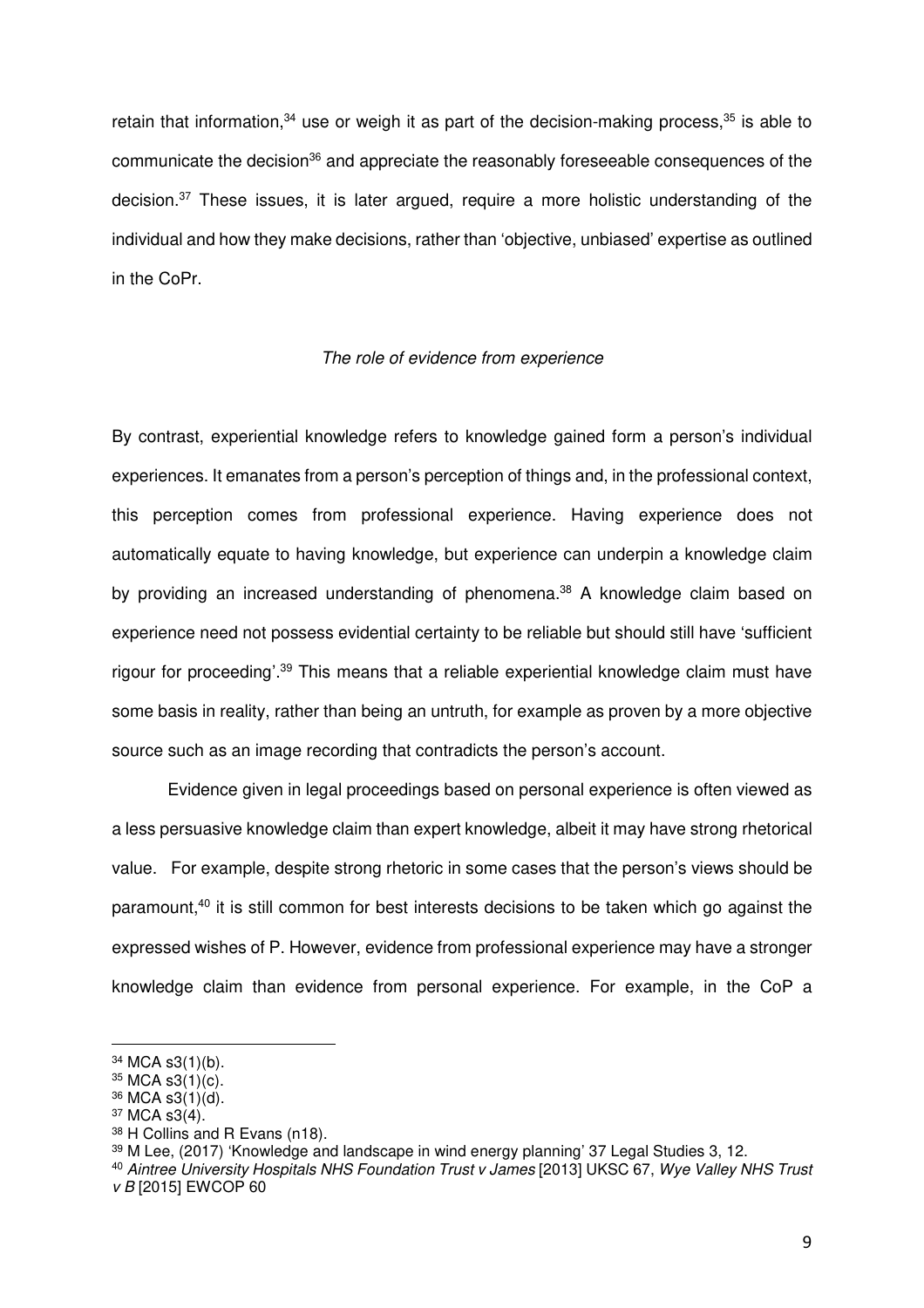retain that information,[34] use or weigh it as part of the decision-making process,[35] is able to communicate the decision[36] and appreciate the reasonably foreseeable consequences of the decision.[37] These issues, it is later argued, require a more holistic understanding of the individual and how they make decisions, rather than 'objective, unbiased' expertise as outlined in the CoPr.

### *The role of evidence from experience*

By contrast, experiential knowledge refers to knowledge gained form a person's individual experiences. It emanates from a person's perception of things and, in the professional context, this perception comes from professional experience. Having experience does not automatically equate to having knowledge, but experience can underpin a knowledge claim by providing an increased understanding of phenomena.[38] A knowledge claim based on experience need not possess evidential certainty to be reliable but should still have 'sufficient rigour for proceeding'.[39] This means that a reliable experiential knowledge claim must have some basis in reality, rather than being an untruth, for example as proven by a more objective source such as an image recording that contradicts the person's account.

Evidence given in legal proceedings based on personal experience is often viewed as a less persuasive knowledge claim than expert knowledge, albeit it may have strong rhetorical value. For example, despite strong rhetoric in some cases that the person's views should be paramount,[40] it is still common for best interests decisions to be taken which go against the expressed wishes of P. However, evidence from professional experience may have a stronger knowledge claim than evidence from personal experience. For example, in the CoP a

---

[34] MCA s3(1)(b).

[35] MCA s3(1)(c).

[36] MCA s3(1)(d).

[37] MCA s3(4).

[38] H Collins and R Evans (n18).

[39] M Lee, (2017) 'Knowledge and landscape in wind energy planning' 37 Legal Studies 3, 12.

[40] *Aintree University Hospitals NHS Foundation Trust v James* [2013] UKSC 67, *Wye Valley NHS Trust v B* [2015] EWCOP 60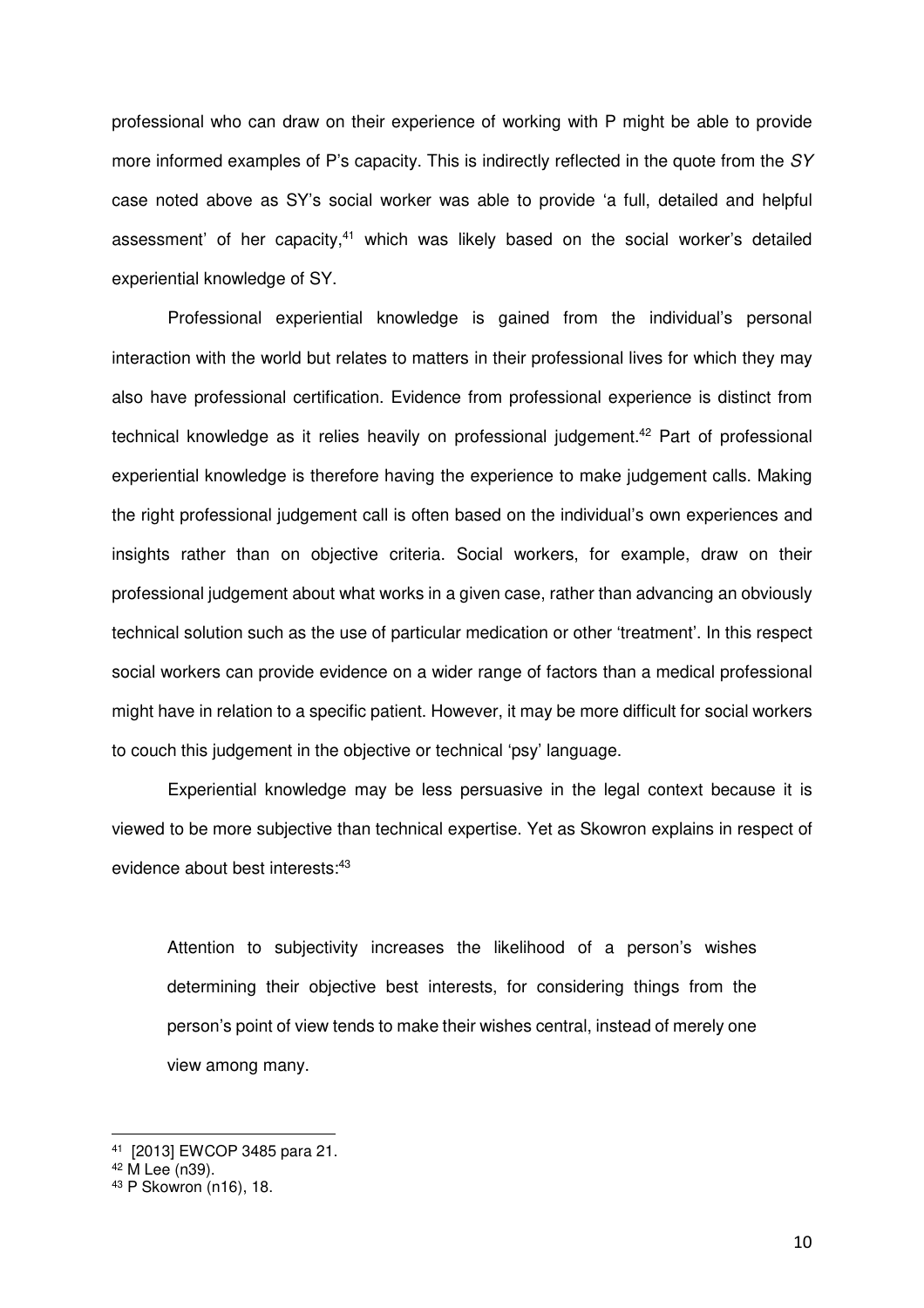professional who can draw on their experience of working with P might be able to provide more informed examples of P's capacity. This is indirectly reflected in the quote from the *SY* case noted above as SY's social worker was able to provide 'a full, detailed and helpful assessment' of her capacity,[41] which was likely based on the social worker's detailed experiential knowledge of SY.

Professional experiential knowledge is gained from the individual's personal interaction with the world but relates to matters in their professional lives for which they may also have professional certification. Evidence from professional experience is distinct from technical knowledge as it relies heavily on professional judgement.[42] Part of professional experiential knowledge is therefore having the experience to make judgement calls. Making the right professional judgement call is often based on the individual's own experiences and insights rather than on objective criteria. Social workers, for example, draw on their professional judgement about what works in a given case, rather than advancing an obviously technical solution such as the use of particular medication or other 'treatment'. In this respect social workers can provide evidence on a wider range of factors than a medical professional might have in relation to a specific patient. However, it may be more difficult for social workers to couch this judgement in the objective or technical 'psy' language.

Experiential knowledge may be less persuasive in the legal context because it is viewed to be more subjective than technical expertise. Yet as Skowron explains in respect of evidence about best interests:[43]

> Attention to subjectivity increases the likelihood of a person's wishes determining their objective best interests, for considering things from the person's point of view tends to make their wishes central, instead of merely one view among many.

---

[41] [2013] EWCOP 3485 para 21.

[42] M Lee (n39).

[43] P Skowron (n16), 18.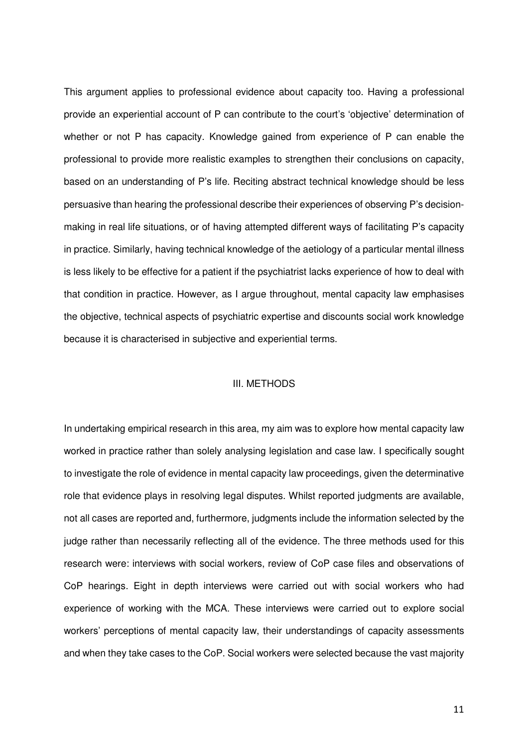This argument applies to professional evidence about capacity too. Having a professional provide an experiential account of P can contribute to the court's 'objective' determination of whether or not P has capacity. Knowledge gained from experience of P can enable the professional to provide more realistic examples to strengthen their conclusions on capacity, based on an understanding of P's life. Reciting abstract technical knowledge should be less persuasive than hearing the professional describe their experiences of observing P's decision-making in real life situations, or of having attempted different ways of facilitating P's capacity in practice. Similarly, having technical knowledge of the aetiology of a particular mental illness is less likely to be effective for a patient if the psychiatrist lacks experience of how to deal with that condition in practice. However, as I argue throughout, mental capacity law emphasises the objective, technical aspects of psychiatric expertise and discounts social work knowledge because it is characterised in subjective and experiential terms.

## III. METHODS

In undertaking empirical research in this area, my aim was to explore how mental capacity law worked in practice rather than solely analysing legislation and case law. I specifically sought to investigate the role of evidence in mental capacity law proceedings, given the determinative role that evidence plays in resolving legal disputes. Whilst reported judgments are available, not all cases are reported and, furthermore, judgments include the information selected by the judge rather than necessarily reflecting all of the evidence. The three methods used for this research were: interviews with social workers, review of CoP case files and observations of CoP hearings. Eight in depth interviews were carried out with social workers who had experience of working with the MCA. These interviews were carried out to explore social workers' perceptions of mental capacity law, their understandings of capacity assessments and when they take cases to the CoP. Social workers were selected because the vast majority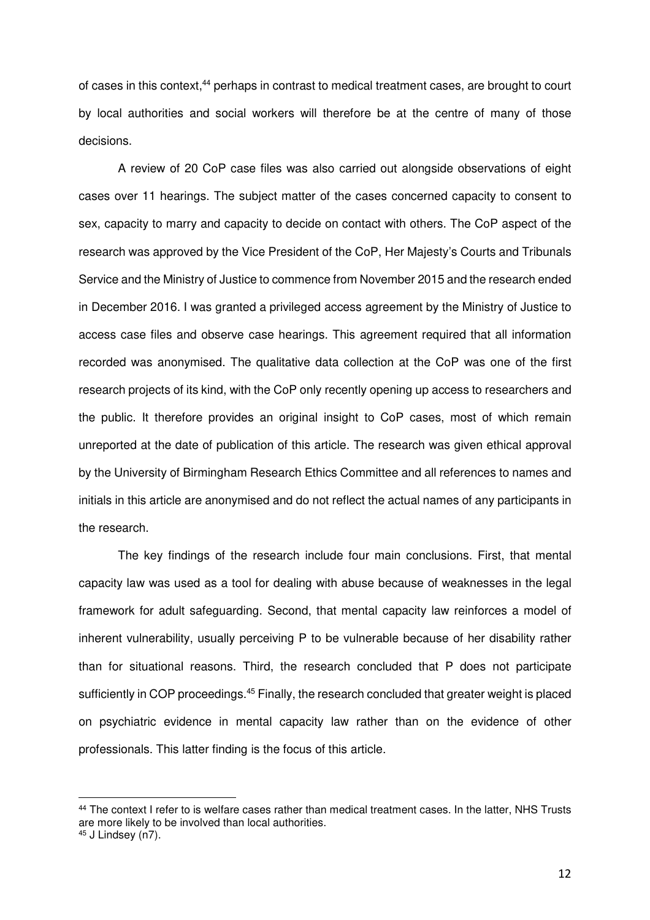of cases in this context,[44] perhaps in contrast to medical treatment cases, are brought to court by local authorities and social workers will therefore be at the centre of many of those decisions.

A review of 20 CoP case files was also carried out alongside observations of eight cases over 11 hearings. The subject matter of the cases concerned capacity to consent to sex, capacity to marry and capacity to decide on contact with others. The CoP aspect of the research was approved by the Vice President of the CoP, Her Majesty's Courts and Tribunals Service and the Ministry of Justice to commence from November 2015 and the research ended in December 2016. I was granted a privileged access agreement by the Ministry of Justice to access case files and observe case hearings. This agreement required that all information recorded was anonymised. The qualitative data collection at the CoP was one of the first research projects of its kind, with the CoP only recently opening up access to researchers and the public. It therefore provides an original insight to CoP cases, most of which remain unreported at the date of publication of this article. The research was given ethical approval by the University of Birmingham Research Ethics Committee and all references to names and initials in this article are anonymised and do not reflect the actual names of any participants in the research.

The key findings of the research include four main conclusions. First, that mental capacity law was used as a tool for dealing with abuse because of weaknesses in the legal framework for adult safeguarding. Second, that mental capacity law reinforces a model of inherent vulnerability, usually perceiving P to be vulnerable because of her disability rather than for situational reasons. Third, the research concluded that P does not participate sufficiently in COP proceedings.[45] Finally, the research concluded that greater weight is placed on psychiatric evidence in mental capacity law rather than on the evidence of other professionals. This latter finding is the focus of this article.

[44] The context I refer to is welfare cases rather than medical treatment cases. In the latter, NHS Trusts are more likely to be involved than local authorities.

[45] J Lindsey (n7).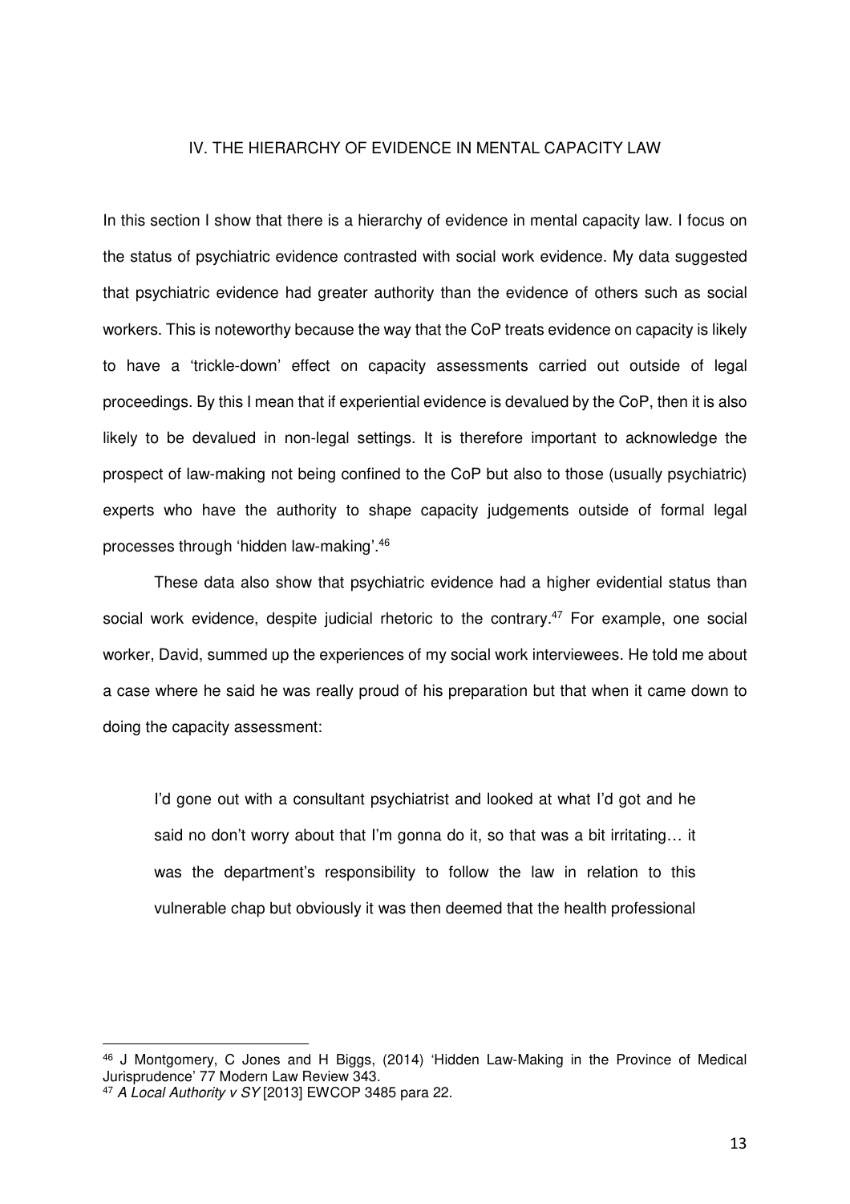## IV. THE HIERARCHY OF EVIDENCE IN MENTAL CAPACITY LAW

In this section I show that there is a hierarchy of evidence in mental capacity law. I focus on the status of psychiatric evidence contrasted with social work evidence. My data suggested that psychiatric evidence had greater authority than the evidence of others such as social workers. This is noteworthy because the way that the CoP treats evidence on capacity is likely to have a 'trickle-down' effect on capacity assessments carried out outside of legal proceedings. By this I mean that if experiential evidence is devalued by the CoP, then it is also likely to be devalued in non-legal settings. It is therefore important to acknowledge the prospect of law-making not being confined to the CoP but also to those (usually psychiatric) experts who have the authority to shape capacity judgements outside of formal legal processes through 'hidden law-making'.[46]

These data also show that psychiatric evidence had a higher evidential status than social work evidence, despite judicial rhetoric to the contrary.[47] For example, one social worker, David, summed up the experiences of my social work interviewees. He told me about a case where he said he was really proud of his preparation but that when it came down to doing the capacity assessment:

> I'd gone out with a consultant psychiatrist and looked at what I'd got and he said no don't worry about that I'm gonna do it, so that was a bit irritating… it was the department's responsibility to follow the law in relation to this vulnerable chap but obviously it was then deemed that the health professional

---

[46] J Montgomery, C Jones and H Biggs, (2014) 'Hidden Law-Making in the Province of Medical Jurisprudence' 77 Modern Law Review 343.

[47] *A Local Authority v SY* [2013] EWCOP 3485 para 22.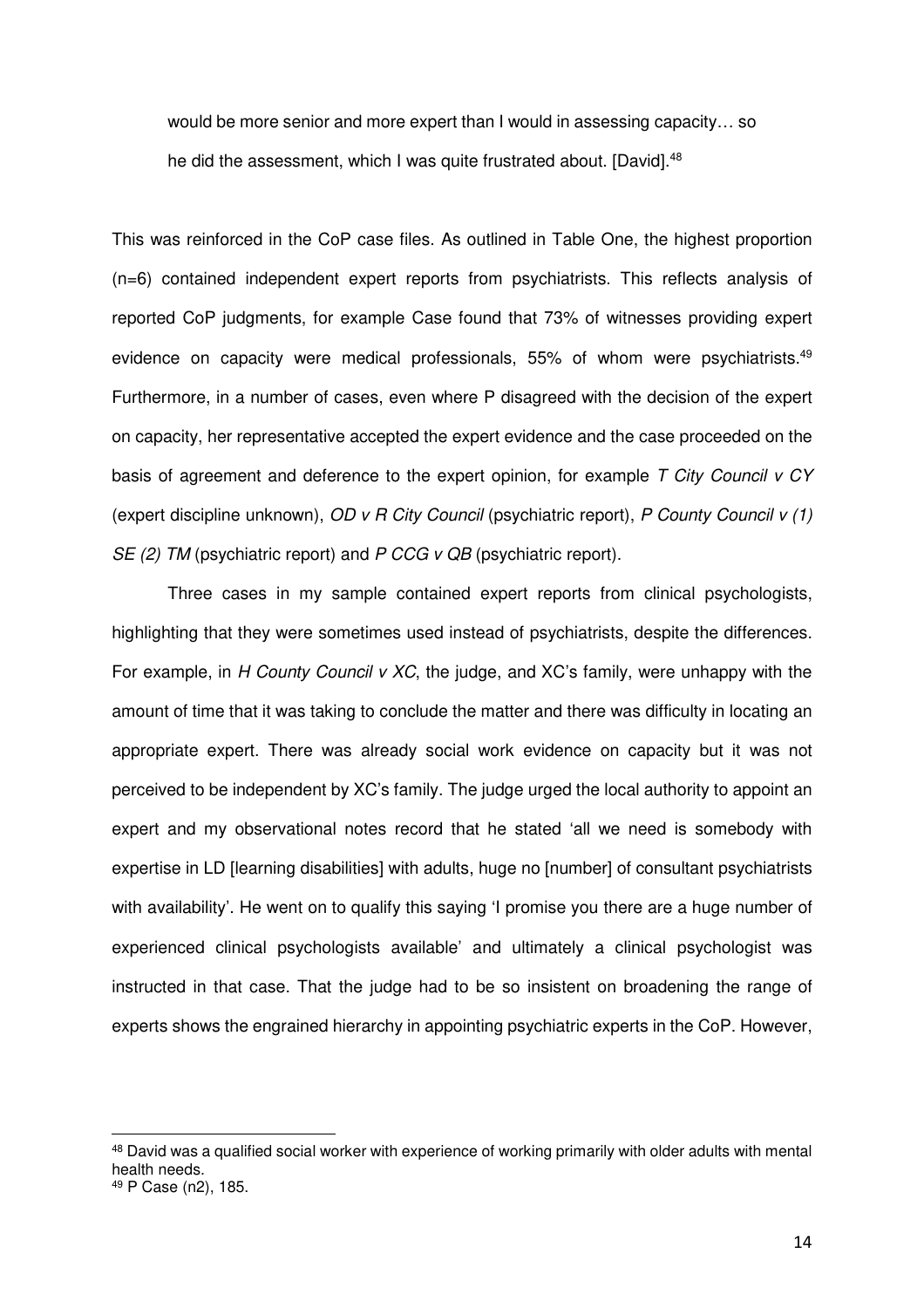> would be more senior and more expert than I would in assessing capacity… so he did the assessment, which I was quite frustrated about. [David].[48]

This was reinforced in the CoP case files. As outlined in Table One, the highest proportion (n=6) contained independent expert reports from psychiatrists. This reflects analysis of reported CoP judgments, for example Case found that 73% of witnesses providing expert evidence on capacity were medical professionals, 55% of whom were psychiatrists.[49] Furthermore, in a number of cases, even where P disagreed with the decision of the expert on capacity, her representative accepted the expert evidence and the case proceeded on the basis of agreement and deference to the expert opinion, for example *T City Council v CY* (expert discipline unknown), *OD v R City Council* (psychiatric report), *P County Council v (1) SE (2) TM* (psychiatric report) and *P CCG v QB* (psychiatric report).

Three cases in my sample contained expert reports from clinical psychologists, highlighting that they were sometimes used instead of psychiatrists, despite the differences. For example, in *H County Council v XC*, the judge, and XC's family, were unhappy with the amount of time that it was taking to conclude the matter and there was difficulty in locating an appropriate expert. There was already social work evidence on capacity but it was not perceived to be independent by XC's family. The judge urged the local authority to appoint an expert and my observational notes record that he stated 'all we need is somebody with expertise in LD [learning disabilities] with adults, huge no [number] of consultant psychiatrists with availability'. He went on to qualify this saying 'I promise you there are a huge number of experienced clinical psychologists available' and ultimately a clinical psychologist was instructed in that case. That the judge had to be so insistent on broadening the range of experts shows the engrained hierarchy in appointing psychiatric experts in the CoP. However,

---

[48] David was a qualified social worker with experience of working primarily with older adults with mental health needs.

[49] P Case (n2), 185.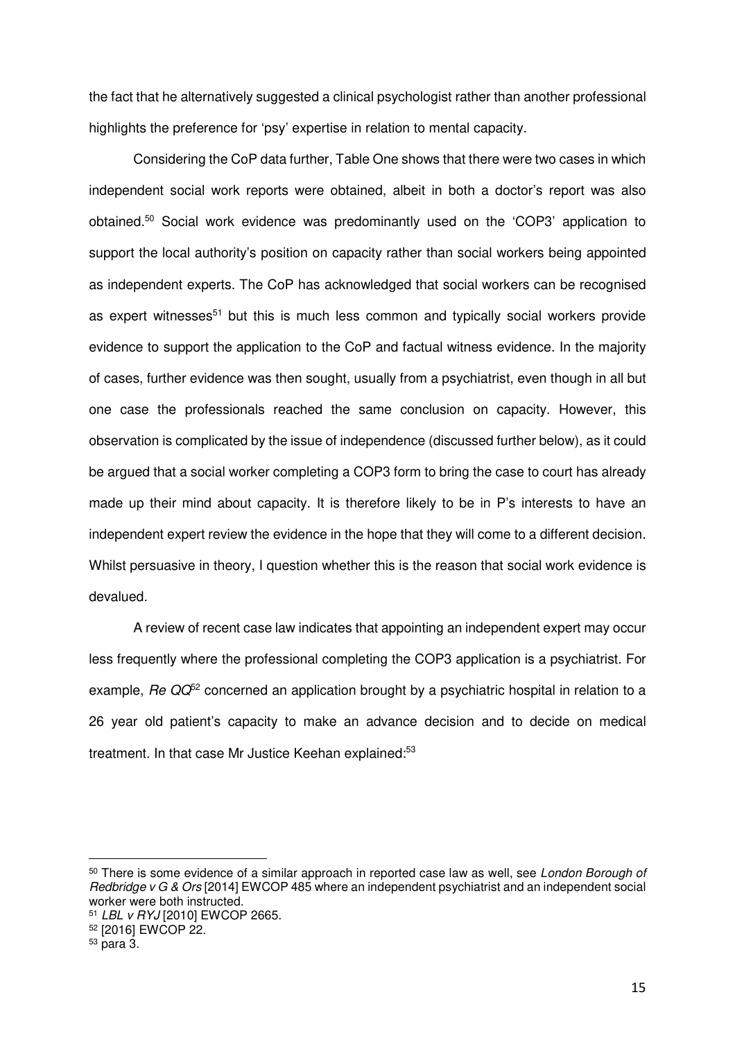the fact that he alternatively suggested a clinical psychologist rather than another professional highlights the preference for 'psy' expertise in relation to mental capacity.

Considering the CoP data further, Table One shows that there were two cases in which independent social work reports were obtained, albeit in both a doctor's report was also obtained.[50] Social work evidence was predominantly used on the 'COP3' application to support the local authority's position on capacity rather than social workers being appointed as independent experts. The CoP has acknowledged that social workers can be recognised as expert witnesses[51] but this is much less common and typically social workers provide evidence to support the application to the CoP and factual witness evidence. In the majority of cases, further evidence was then sought, usually from a psychiatrist, even though in all but one case the professionals reached the same conclusion on capacity. However, this observation is complicated by the issue of independence (discussed further below), as it could be argued that a social worker completing a COP3 form to bring the case to court has already made up their mind about capacity. It is therefore likely to be in P's interests to have an independent expert review the evidence in the hope that they will come to a different decision. Whilst persuasive in theory, I question whether this is the reason that social work evidence is devalued.

A review of recent case law indicates that appointing an independent expert may occur less frequently where the professional completing the COP3 application is a psychiatrist. For example, *Re QQ*[52] concerned an application brought by a psychiatric hospital in relation to a 26 year old patient's capacity to make an advance decision and to decide on medical treatment. In that case Mr Justice Keehan explained:[53]

---

[50] There is some evidence of a similar approach in reported case law as well, see *London Borough of Redbridge v G & Ors* [2014] EWCOP 485 where an independent psychiatrist and an independent social worker were both instructed.

[51] *LBL v RYJ* [2010] EWCOP 2665.

[52] [2016] EWCOP 22.

[53] para 3.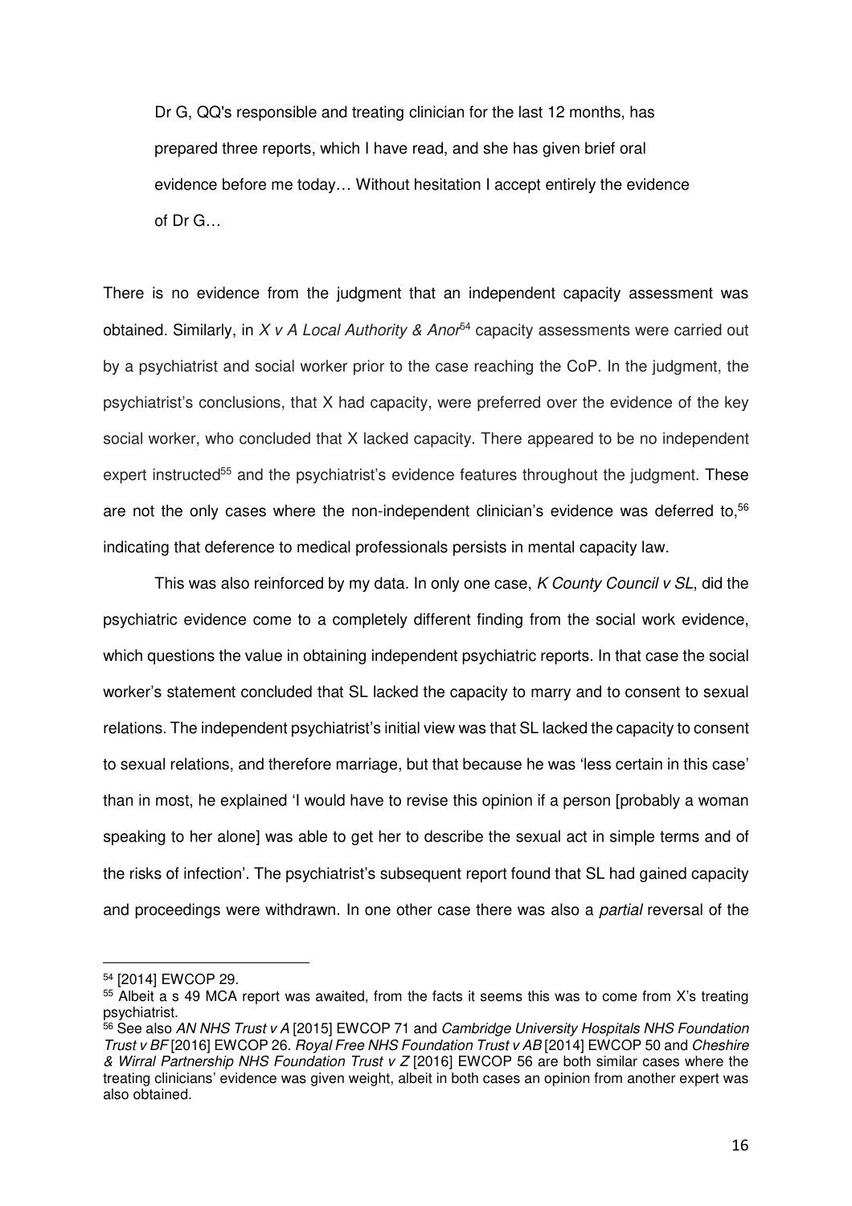> Dr G, QQ's responsible and treating clinician for the last 12 months, has prepared three reports, which I have read, and she has given brief oral evidence before me today… Without hesitation I accept entirely the evidence of Dr G…

There is no evidence from the judgment that an independent capacity assessment was obtained. Similarly, in *X v A Local Authority & Anor*[54] capacity assessments were carried out by a psychiatrist and social worker prior to the case reaching the CoP. In the judgment, the psychiatrist's conclusions, that X had capacity, were preferred over the evidence of the key social worker, who concluded that X lacked capacity. There appeared to be no independent expert instructed[55] and the psychiatrist's evidence features throughout the judgment. These are not the only cases where the non-independent clinician's evidence was deferred to,[56] indicating that deference to medical professionals persists in mental capacity law.

This was also reinforced by my data. In only one case, *K County Council v SL*, did the psychiatric evidence come to a completely different finding from the social work evidence, which questions the value in obtaining independent psychiatric reports. In that case the social worker's statement concluded that SL lacked the capacity to marry and to consent to sexual relations. The independent psychiatrist's initial view was that SL lacked the capacity to consent to sexual relations, and therefore marriage, but that because he was 'less certain in this case' than in most, he explained 'I would have to revise this opinion if a person [probably a woman speaking to her alone] was able to get her to describe the sexual act in simple terms and of the risks of infection'. The psychiatrist's subsequent report found that SL had gained capacity and proceedings were withdrawn. In one other case there was also a *partial* reversal of the

---

[54] [2014] EWCOP 29.

[55] Albeit a s 49 MCA report was awaited, from the facts it seems this was to come from X's treating psychiatrist.

[56] See also *AN NHS Trust v A* [2015] EWCOP 71 and *Cambridge University Hospitals NHS Foundation Trust v BF* [2016] EWCOP 26. *Royal Free NHS Foundation Trust v AB* [2014] EWCOP 50 and *Cheshire & Wirral Partnership NHS Foundation Trust v Z* [2016] EWCOP 56 are both similar cases where the treating clinicians' evidence was given weight, albeit in both cases an opinion from another expert was also obtained.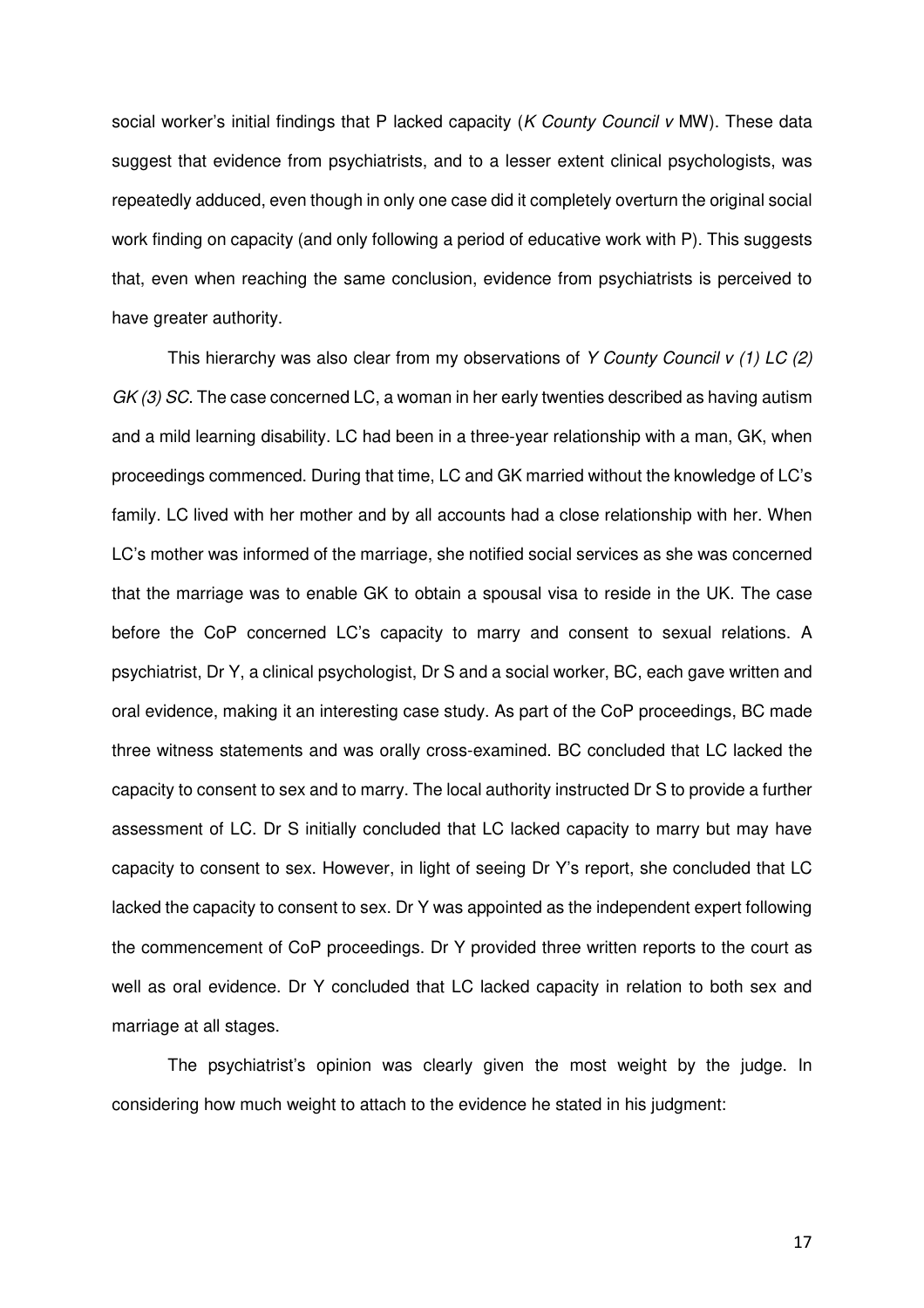social worker's initial findings that P lacked capacity (*K County Council v* MW). These data suggest that evidence from psychiatrists, and to a lesser extent clinical psychologists, was repeatedly adduced, even though in only one case did it completely overturn the original social work finding on capacity (and only following a period of educative work with P). This suggests that, even when reaching the same conclusion, evidence from psychiatrists is perceived to have greater authority.

This hierarchy was also clear from my observations of *Y County Council v (1) LC (2) GK (3) SC*. The case concerned LC, a woman in her early twenties described as having autism and a mild learning disability. LC had been in a three-year relationship with a man, GK, when proceedings commenced. During that time, LC and GK married without the knowledge of LC's family. LC lived with her mother and by all accounts had a close relationship with her. When LC's mother was informed of the marriage, she notified social services as she was concerned that the marriage was to enable GK to obtain a spousal visa to reside in the UK. The case before the CoP concerned LC's capacity to marry and consent to sexual relations. A psychiatrist, Dr Y, a clinical psychologist, Dr S and a social worker, BC, each gave written and oral evidence, making it an interesting case study. As part of the CoP proceedings, BC made three witness statements and was orally cross-examined. BC concluded that LC lacked the capacity to consent to sex and to marry. The local authority instructed Dr S to provide a further assessment of LC. Dr S initially concluded that LC lacked capacity to marry but may have capacity to consent to sex. However, in light of seeing Dr Y's report, she concluded that LC lacked the capacity to consent to sex. Dr Y was appointed as the independent expert following the commencement of CoP proceedings. Dr Y provided three written reports to the court as well as oral evidence. Dr Y concluded that LC lacked capacity in relation to both sex and marriage at all stages.

The psychiatrist's opinion was clearly given the most weight by the judge. In considering how much weight to attach to the evidence he stated in his judgment: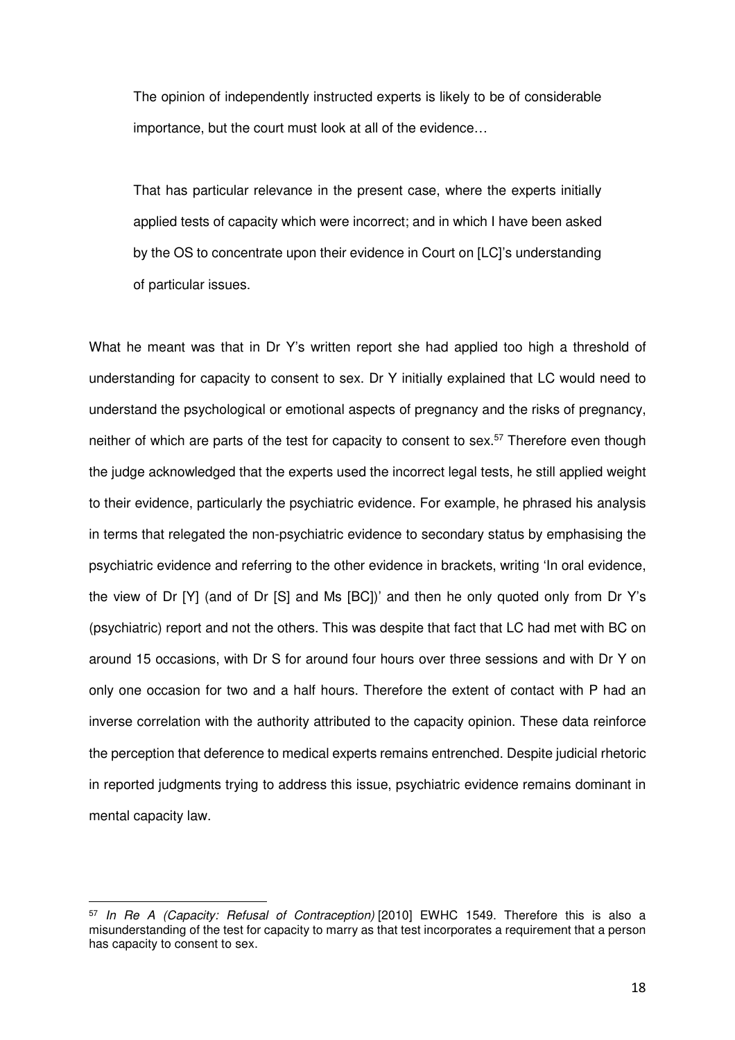> The opinion of independently instructed experts is likely to be of considerable importance, but the court must look at all of the evidence…
>
> That has particular relevance in the present case, where the experts initially applied tests of capacity which were incorrect; and in which I have been asked by the OS to concentrate upon their evidence in Court on [LC]'s understanding of particular issues.

What he meant was that in Dr Y's written report she had applied too high a threshold of understanding for capacity to consent to sex. Dr Y initially explained that LC would need to understand the psychological or emotional aspects of pregnancy and the risks of pregnancy, neither of which are parts of the test for capacity to consent to sex.[57] Therefore even though the judge acknowledged that the experts used the incorrect legal tests, he still applied weight to their evidence, particularly the psychiatric evidence. For example, he phrased his analysis in terms that relegated the non-psychiatric evidence to secondary status by emphasising the psychiatric evidence and referring to the other evidence in brackets, writing 'In oral evidence, the view of Dr [Y] (and of Dr [S] and Ms [BC])' and then he only quoted only from Dr Y's (psychiatric) report and not the others. This was despite that fact that LC had met with BC on around 15 occasions, with Dr S for around four hours over three sessions and with Dr Y on only one occasion for two and a half hours. Therefore the extent of contact with P had an inverse correlation with the authority attributed to the capacity opinion. These data reinforce the perception that deference to medical experts remains entrenched. Despite judicial rhetoric in reported judgments trying to address this issue, psychiatric evidence remains dominant in mental capacity law.

---

[57] *In Re A (Capacity: Refusal of Contraception)* [2010] EWHC 1549. Therefore this is also a misunderstanding of the test for capacity to marry as that test incorporates a requirement that a person has capacity to consent to sex.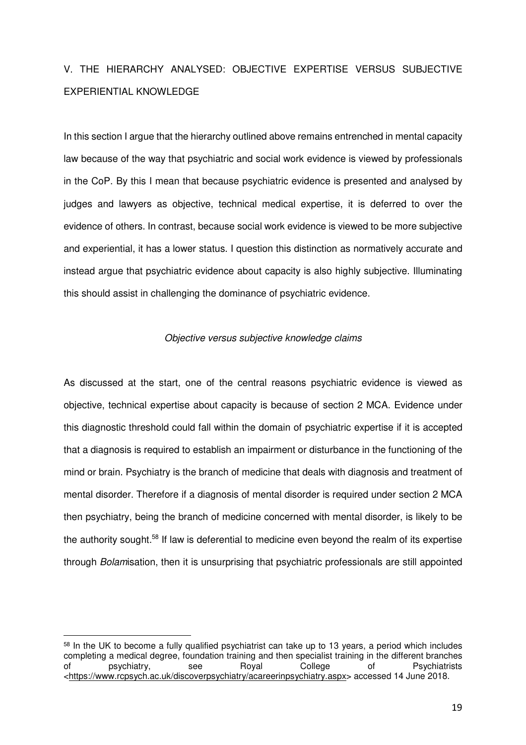## V. THE HIERARCHY ANALYSED: OBJECTIVE EXPERTISE VERSUS SUBJECTIVE EXPERIENTIAL KNOWLEDGE

In this section I argue that the hierarchy outlined above remains entrenched in mental capacity law because of the way that psychiatric and social work evidence is viewed by professionals in the CoP. By this I mean that because psychiatric evidence is presented and analysed by judges and lawyers as objective, technical medical expertise, it is deferred to over the evidence of others. In contrast, because social work evidence is viewed to be more subjective and experiential, it has a lower status. I question this distinction as normatively accurate and instead argue that psychiatric evidence about capacity is also highly subjective. Illuminating this should assist in challenging the dominance of psychiatric evidence.

### *Objective versus subjective knowledge claims*

As discussed at the start, one of the central reasons psychiatric evidence is viewed as objective, technical expertise about capacity is because of section 2 MCA. Evidence under this diagnostic threshold could fall within the domain of psychiatric expertise if it is accepted that a diagnosis is required to establish an impairment or disturbance in the functioning of the mind or brain. Psychiatry is the branch of medicine that deals with diagnosis and treatment of mental disorder. Therefore if a diagnosis of mental disorder is required under section 2 MCA then psychiatry, being the branch of medicine concerned with mental disorder, is likely to be the authority sought.[58] If law is deferential to medicine even beyond the realm of its expertise through *Bolam*isation, then it is unsurprising that psychiatric professionals are still appointed

[58] In the UK to become a fully qualified psychiatrist can take up to 13 years, a period which includes completing a medical degree, foundation training and then specialist training in the different branches of psychiatry, see Royal College of Psychiatrists <https://www.rcpsych.ac.uk/discoverpsychiatry/acareerinpsychiatry.aspx> accessed 14 June 2018.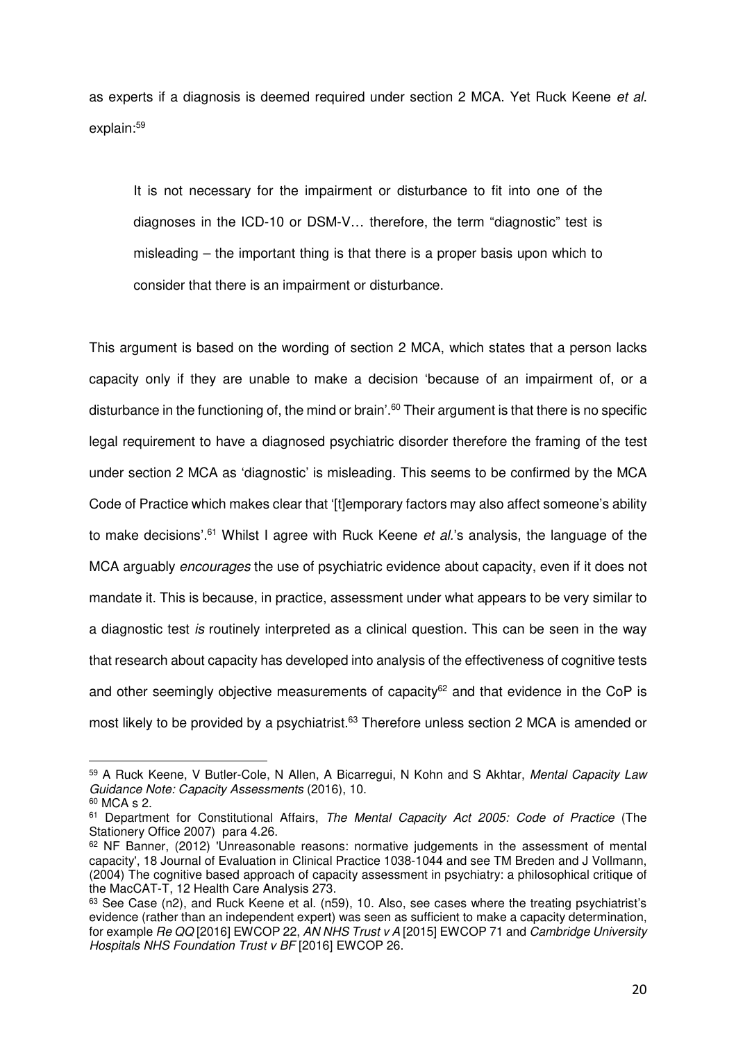as experts if a diagnosis is deemed required under section 2 MCA. Yet Ruck Keene *et al*. explain:[59]

> It is not necessary for the impairment or disturbance to fit into one of the diagnoses in the ICD-10 or DSM-V… therefore, the term "diagnostic" test is misleading – the important thing is that there is a proper basis upon which to consider that there is an impairment or disturbance.

This argument is based on the wording of section 2 MCA, which states that a person lacks capacity only if they are unable to make a decision 'because of an impairment of, or a disturbance in the functioning of, the mind or brain'.[60] Their argument is that there is no specific legal requirement to have a diagnosed psychiatric disorder therefore the framing of the test under section 2 MCA as 'diagnostic' is misleading. This seems to be confirmed by the MCA Code of Practice which makes clear that '[t]emporary factors may also affect someone's ability to make decisions'.[61] Whilst I agree with Ruck Keene *et al.*'s analysis, the language of the MCA arguably *encourages* the use of psychiatric evidence about capacity, even if it does not mandate it. This is because, in practice, assessment under what appears to be very similar to a diagnostic test *is* routinely interpreted as a clinical question. This can be seen in the way that research about capacity has developed into analysis of the effectiveness of cognitive tests and other seemingly objective measurements of capacity[62] and that evidence in the CoP is most likely to be provided by a psychiatrist.[63] Therefore unless section 2 MCA is amended or

---

[59] A Ruck Keene, V Butler-Cole, N Allen, A Bicarregui, N Kohn and S Akhtar, *Mental Capacity Law Guidance Note: Capacity Assessments* (2016), 10.

[60] MCA s 2.

[61] Department for Constitutional Affairs, *The Mental Capacity Act 2005: Code of Practice* (The Stationery Office 2007) para 4.26.

[62] NF Banner, (2012) 'Unreasonable reasons: normative judgements in the assessment of mental capacity', 18 Journal of Evaluation in Clinical Practice 1038-1044 and see TM Breden and J Vollmann, (2004) The cognitive based approach of capacity assessment in psychiatry: a philosophical critique of the MacCAT-T, 12 Health Care Analysis 273.

[63] See Case (n2), and Ruck Keene et al. (n59), 10. Also, see cases where the treating psychiatrist's evidence (rather than an independent expert) was seen as sufficient to make a capacity determination, for example *Re QQ* [2016] EWCOP 22, *AN NHS Trust v A* [2015] EWCOP 71 and *Cambridge University Hospitals NHS Foundation Trust v BF* [2016] EWCOP 26.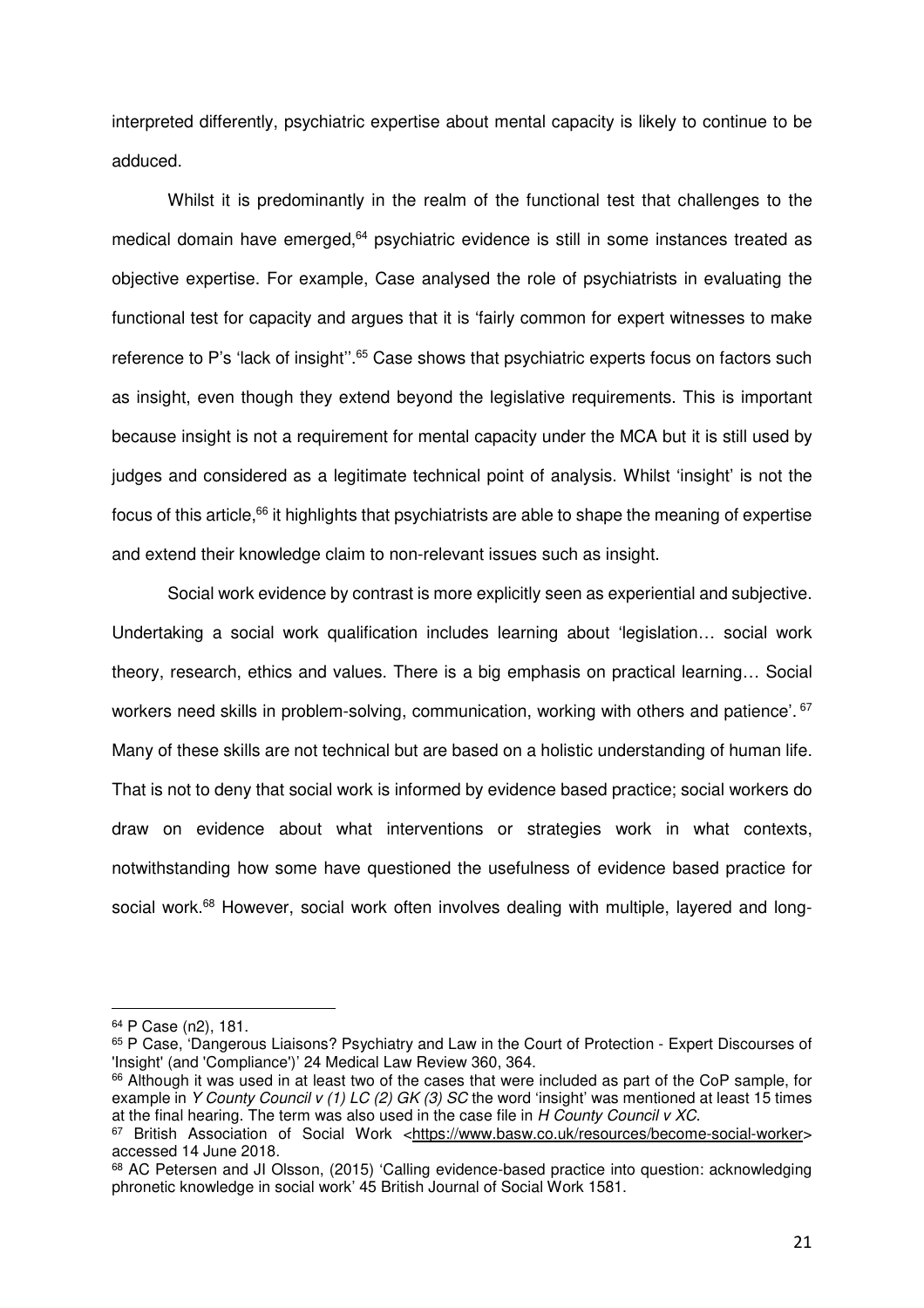interpreted differently, psychiatric expertise about mental capacity is likely to continue to be adduced.

Whilst it is predominantly in the realm of the functional test that challenges to the medical domain have emerged,[64] psychiatric evidence is still in some instances treated as objective expertise. For example, Case analysed the role of psychiatrists in evaluating the functional test for capacity and argues that it is 'fairly common for expert witnesses to make reference to P's 'lack of insight''.[65] Case shows that psychiatric experts focus on factors such as insight, even though they extend beyond the legislative requirements. This is important because insight is not a requirement for mental capacity under the MCA but it is still used by judges and considered as a legitimate technical point of analysis. Whilst 'insight' is not the focus of this article,[66] it highlights that psychiatrists are able to shape the meaning of expertise and extend their knowledge claim to non-relevant issues such as insight.

Social work evidence by contrast is more explicitly seen as experiential and subjective. Undertaking a social work qualification includes learning about 'legislation… social work theory, research, ethics and values. There is a big emphasis on practical learning… Social workers need skills in problem-solving, communication, working with others and patience'.[67] Many of these skills are not technical but are based on a holistic understanding of human life. That is not to deny that social work is informed by evidence based practice; social workers do draw on evidence about what interventions or strategies work in what contexts, notwithstanding how some have questioned the usefulness of evidence based practice for social work.[68] However, social work often involves dealing with multiple, layered and long-

---

[64] P Case (n2), 181.

[65] P Case, 'Dangerous Liaisons? Psychiatry and Law in the Court of Protection - Expert Discourses of 'Insight' (and 'Compliance')' 24 Medical Law Review 360, 364.

[66] Although it was used in at least two of the cases that were included as part of the CoP sample, for example in *Y County Council v (1) LC (2) GK (3) SC* the word 'insight' was mentioned at least 15 times at the final hearing. The term was also used in the case file in *H County Council v XC*.

[67] British Association of Social Work <https://www.basw.co.uk/resources/become-social-worker> accessed 14 June 2018.

[68] AC Petersen and JI Olsson, (2015) 'Calling evidence-based practice into question: acknowledging phronetic knowledge in social work' 45 British Journal of Social Work 1581.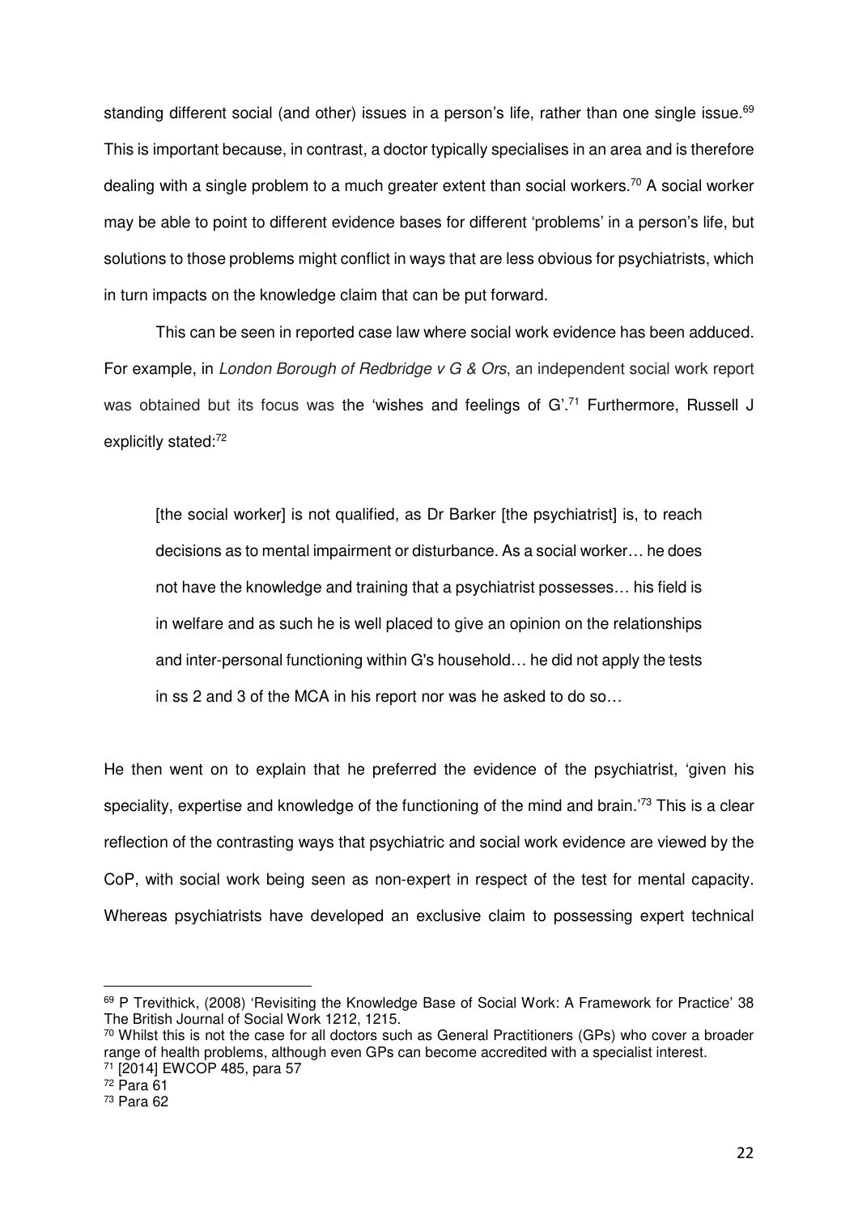standing different social (and other) issues in a person's life, rather than one single issue.[69] This is important because, in contrast, a doctor typically specialises in an area and is therefore dealing with a single problem to a much greater extent than social workers.[70] A social worker may be able to point to different evidence bases for different 'problems' in a person's life, but solutions to those problems might conflict in ways that are less obvious for psychiatrists, which in turn impacts on the knowledge claim that can be put forward.

This can be seen in reported case law where social work evidence has been adduced. For example, in *London Borough of Redbridge v G & Ors*, an independent social work report was obtained but its focus was the 'wishes and feelings of G'.[71] Furthermore, Russell J explicitly stated:[72]

> [the social worker] is not qualified, as Dr Barker [the psychiatrist] is, to reach decisions as to mental impairment or disturbance. As a social worker… he does not have the knowledge and training that a psychiatrist possesses… his field is in welfare and as such he is well placed to give an opinion on the relationships and inter-personal functioning within G's household… he did not apply the tests in ss 2 and 3 of the MCA in his report nor was he asked to do so…

He then went on to explain that he preferred the evidence of the psychiatrist, 'given his speciality, expertise and knowledge of the functioning of the mind and brain.'[73] This is a clear reflection of the contrasting ways that psychiatric and social work evidence are viewed by the CoP, with social work being seen as non-expert in respect of the test for mental capacity. Whereas psychiatrists have developed an exclusive claim to possessing expert technical

---

[69] P Trevithick, (2008) 'Revisiting the Knowledge Base of Social Work: A Framework for Practice' 38 The British Journal of Social Work 1212, 1215.

[70] Whilst this is not the case for all doctors such as General Practitioners (GPs) who cover a broader range of health problems, although even GPs can become accredited with a specialist interest.

[71] [2014] EWCOP 485, para 57

[72] Para 61

[73] Para 62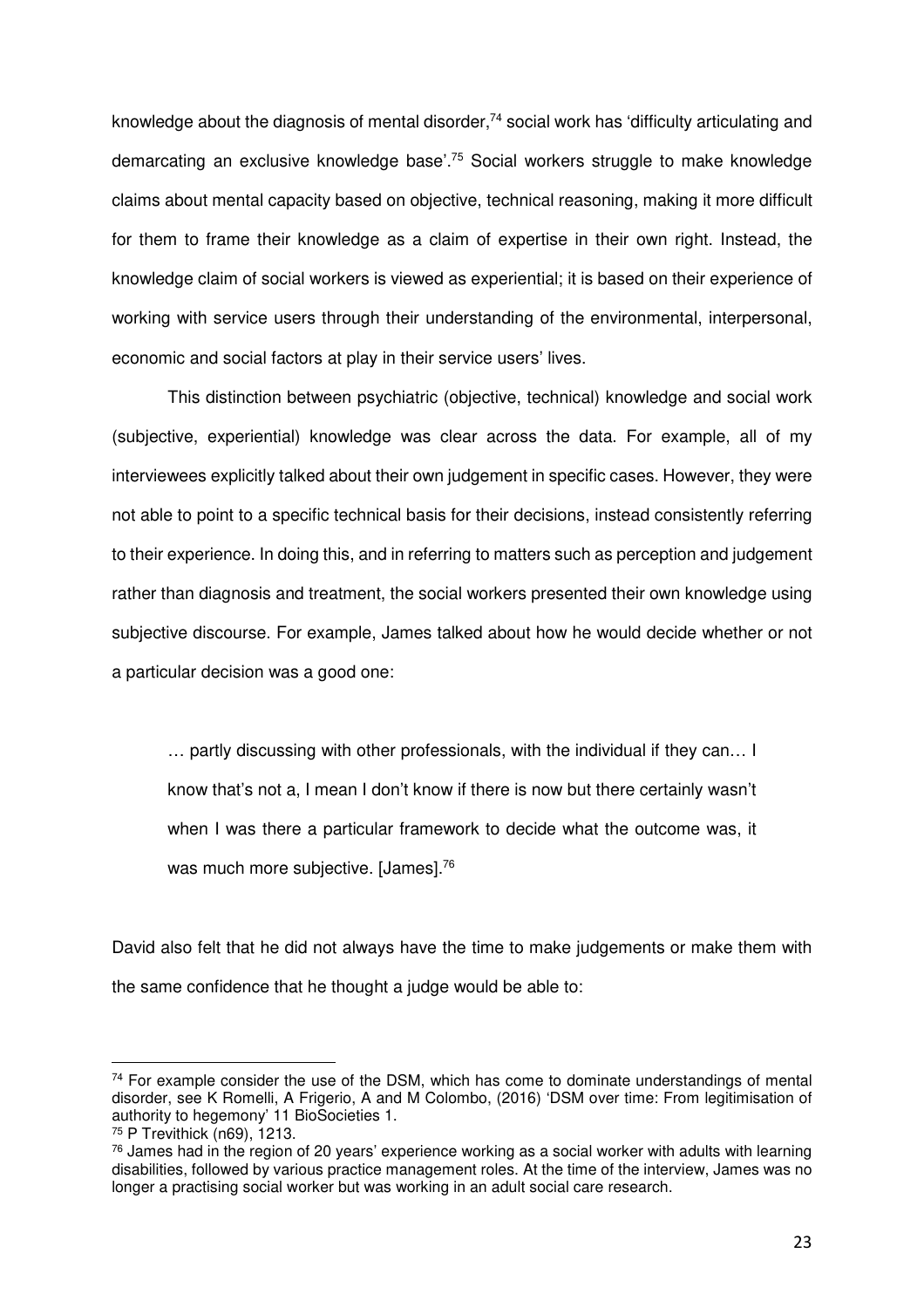knowledge about the diagnosis of mental disorder,[74] social work has 'difficulty articulating and demarcating an exclusive knowledge base'.[75] Social workers struggle to make knowledge claims about mental capacity based on objective, technical reasoning, making it more difficult for them to frame their knowledge as a claim of expertise in their own right. Instead, the knowledge claim of social workers is viewed as experiential; it is based on their experience of working with service users through their understanding of the environmental, interpersonal, economic and social factors at play in their service users' lives.

This distinction between psychiatric (objective, technical) knowledge and social work (subjective, experiential) knowledge was clear across the data. For example, all of my interviewees explicitly talked about their own judgement in specific cases. However, they were not able to point to a specific technical basis for their decisions, instead consistently referring to their experience. In doing this, and in referring to matters such as perception and judgement rather than diagnosis and treatment, the social workers presented their own knowledge using subjective discourse. For example, James talked about how he would decide whether or not a particular decision was a good one:

> … partly discussing with other professionals, with the individual if they can… I know that's not a, I mean I don't know if there is now but there certainly wasn't when I was there a particular framework to decide what the outcome was, it was much more subjective. [James].[76]

David also felt that he did not always have the time to make judgements or make them with the same confidence that he thought a judge would be able to:

---

[74] For example consider the use of the DSM, which has come to dominate understandings of mental disorder, see K Romelli, A Frigerio, A and M Colombo, (2016) 'DSM over time: From legitimisation of authority to hegemony' 11 BioSocieties 1.

[75] P Trevithick (n69), 1213.

[76] James had in the region of 20 years' experience working as a social worker with adults with learning disabilities, followed by various practice management roles. At the time of the interview, James was no longer a practising social worker but was working in an adult social care research.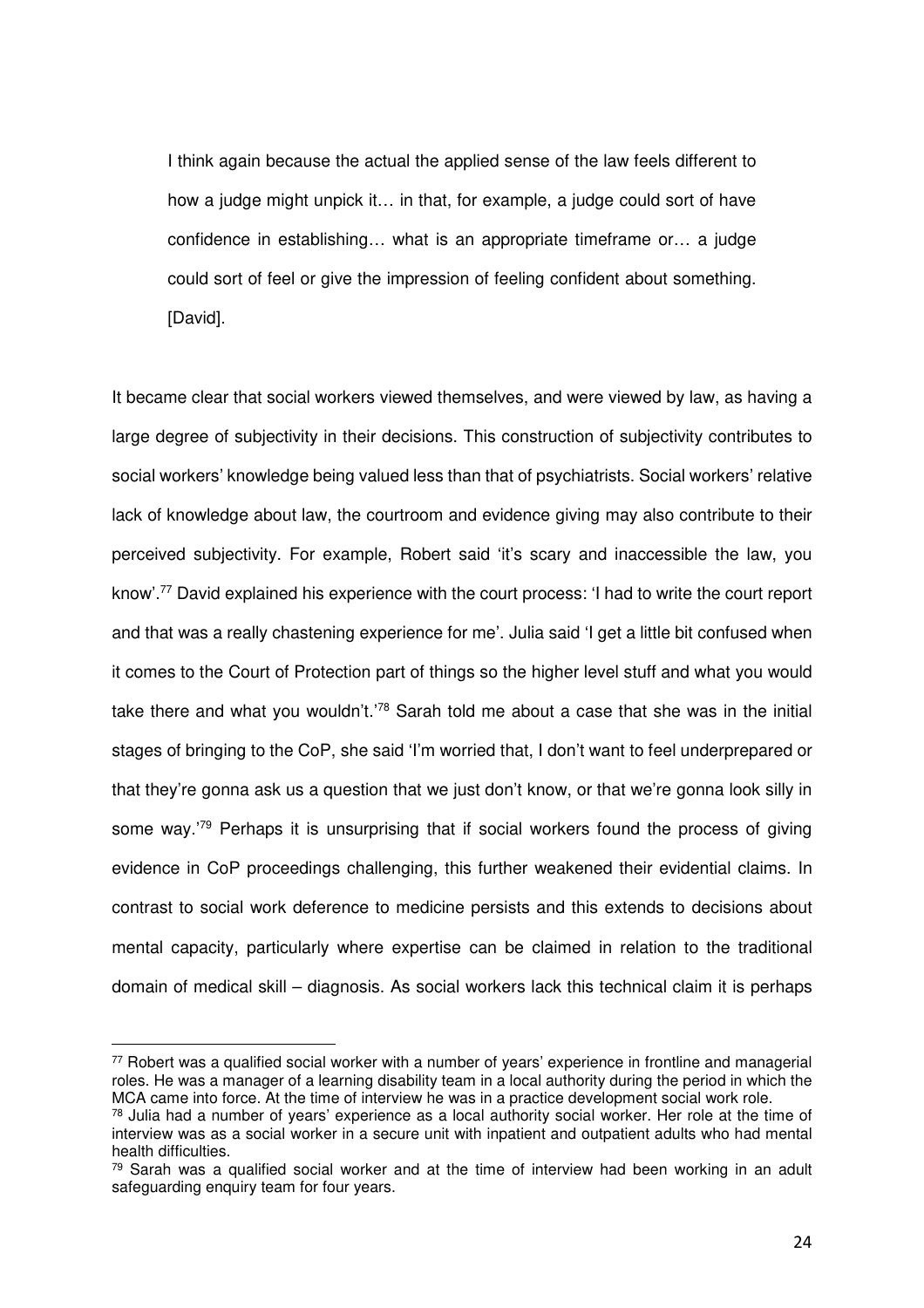> I think again because the actual the applied sense of the law feels different to how a judge might unpick it… in that, for example, a judge could sort of have confidence in establishing… what is an appropriate timeframe or… a judge could sort of feel or give the impression of feeling confident about something. [David].

It became clear that social workers viewed themselves, and were viewed by law, as having a large degree of subjectivity in their decisions. This construction of subjectivity contributes to social workers' knowledge being valued less than that of psychiatrists. Social workers' relative lack of knowledge about law, the courtroom and evidence giving may also contribute to their perceived subjectivity. For example, Robert said 'it's scary and inaccessible the law, you know'.[77] David explained his experience with the court process: 'I had to write the court report and that was a really chastening experience for me'. Julia said 'I get a little bit confused when it comes to the Court of Protection part of things so the higher level stuff and what you would take there and what you wouldn't.'[78] Sarah told me about a case that she was in the initial stages of bringing to the CoP, she said 'I'm worried that, I don't want to feel underprepared or that they're gonna ask us a question that we just don't know, or that we're gonna look silly in some way.'[79] Perhaps it is unsurprising that if social workers found the process of giving evidence in CoP proceedings challenging, this further weakened their evidential claims. In contrast to social work deference to medicine persists and this extends to decisions about mental capacity, particularly where expertise can be claimed in relation to the traditional domain of medical skill – diagnosis. As social workers lack this technical claim it is perhaps

---

[77] Robert was a qualified social worker with a number of years' experience in frontline and managerial roles. He was a manager of a learning disability team in a local authority during the period in which the MCA came into force. At the time of interview he was in a practice development social work role.

[78] Julia had a number of years' experience as a local authority social worker. Her role at the time of interview was as a social worker in a secure unit with inpatient and outpatient adults who had mental health difficulties.

[79] Sarah was a qualified social worker and at the time of interview had been working in an adult safeguarding enquiry team for four years.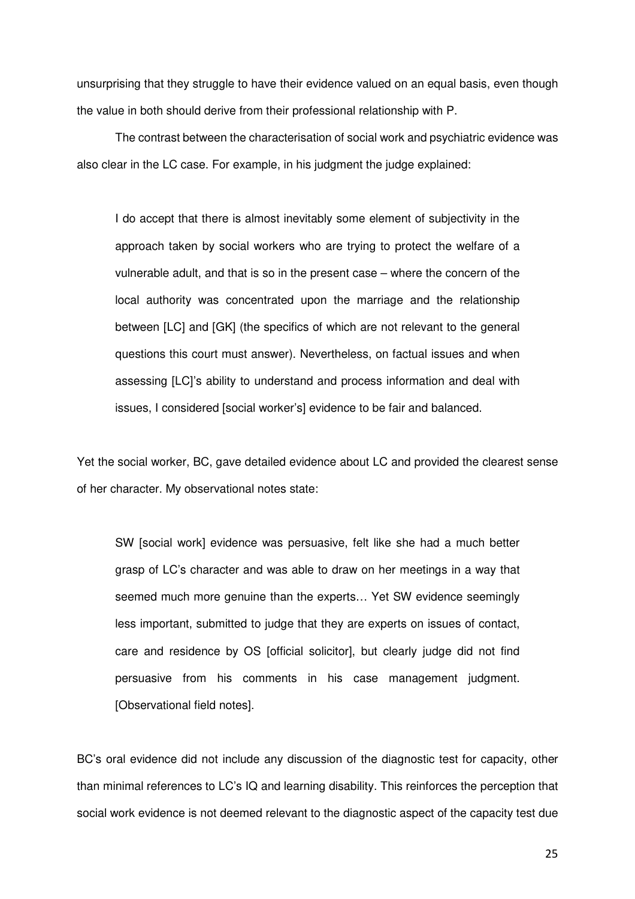unsurprising that they struggle to have their evidence valued on an equal basis, even though the value in both should derive from their professional relationship with P.

The contrast between the characterisation of social work and psychiatric evidence was also clear in the LC case. For example, in his judgment the judge explained:

> I do accept that there is almost inevitably some element of subjectivity in the approach taken by social workers who are trying to protect the welfare of a vulnerable adult, and that is so in the present case – where the concern of the local authority was concentrated upon the marriage and the relationship between [LC] and [GK] (the specifics of which are not relevant to the general questions this court must answer). Nevertheless, on factual issues and when assessing [LC]'s ability to understand and process information and deal with issues, I considered [social worker's] evidence to be fair and balanced.

Yet the social worker, BC, gave detailed evidence about LC and provided the clearest sense of her character. My observational notes state:

> SW [social work] evidence was persuasive, felt like she had a much better grasp of LC's character and was able to draw on her meetings in a way that seemed much more genuine than the experts… Yet SW evidence seemingly less important, submitted to judge that they are experts on issues of contact, care and residence by OS [official solicitor], but clearly judge did not find persuasive from his comments in his case management judgment. [Observational field notes].

BC's oral evidence did not include any discussion of the diagnostic test for capacity, other than minimal references to LC's IQ and learning disability. This reinforces the perception that social work evidence is not deemed relevant to the diagnostic aspect of the capacity test due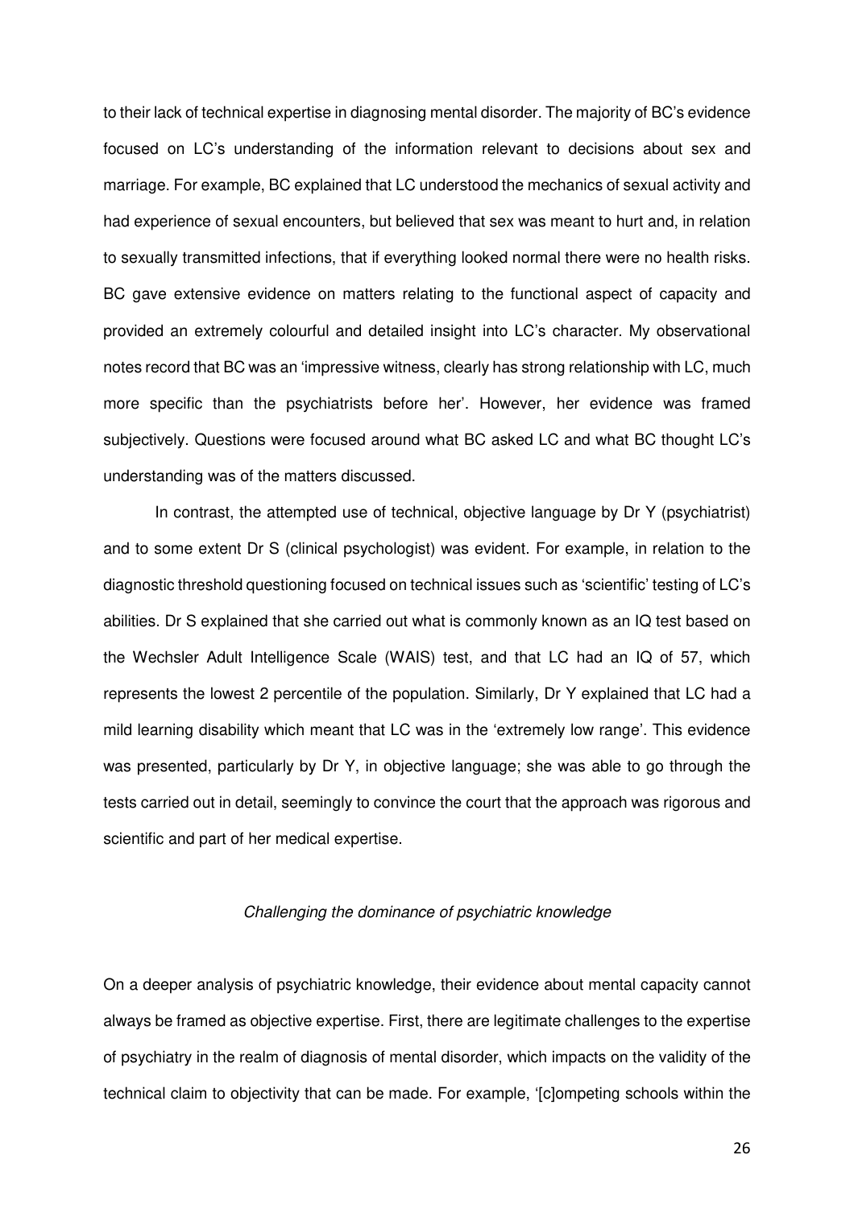to their lack of technical expertise in diagnosing mental disorder. The majority of BC's evidence focused on LC's understanding of the information relevant to decisions about sex and marriage. For example, BC explained that LC understood the mechanics of sexual activity and had experience of sexual encounters, but believed that sex was meant to hurt and, in relation to sexually transmitted infections, that if everything looked normal there were no health risks. BC gave extensive evidence on matters relating to the functional aspect of capacity and provided an extremely colourful and detailed insight into LC's character. My observational notes record that BC was an 'impressive witness, clearly has strong relationship with LC, much more specific than the psychiatrists before her'. However, her evidence was framed subjectively. Questions were focused around what BC asked LC and what BC thought LC's understanding was of the matters discussed.

In contrast, the attempted use of technical, objective language by Dr Y (psychiatrist) and to some extent Dr S (clinical psychologist) was evident. For example, in relation to the diagnostic threshold questioning focused on technical issues such as 'scientific' testing of LC's abilities. Dr S explained that she carried out what is commonly known as an IQ test based on the Wechsler Adult Intelligence Scale (WAIS) test, and that LC had an IQ of 57, which represents the lowest 2 percentile of the population. Similarly, Dr Y explained that LC had a mild learning disability which meant that LC was in the 'extremely low range'. This evidence was presented, particularly by Dr Y, in objective language; she was able to go through the tests carried out in detail, seemingly to convince the court that the approach was rigorous and scientific and part of her medical expertise.

### *Challenging the dominance of psychiatric knowledge*

On a deeper analysis of psychiatric knowledge, their evidence about mental capacity cannot always be framed as objective expertise. First, there are legitimate challenges to the expertise of psychiatry in the realm of diagnosis of mental disorder, which impacts on the validity of the technical claim to objectivity that can be made. For example, '[c]ompeting schools within the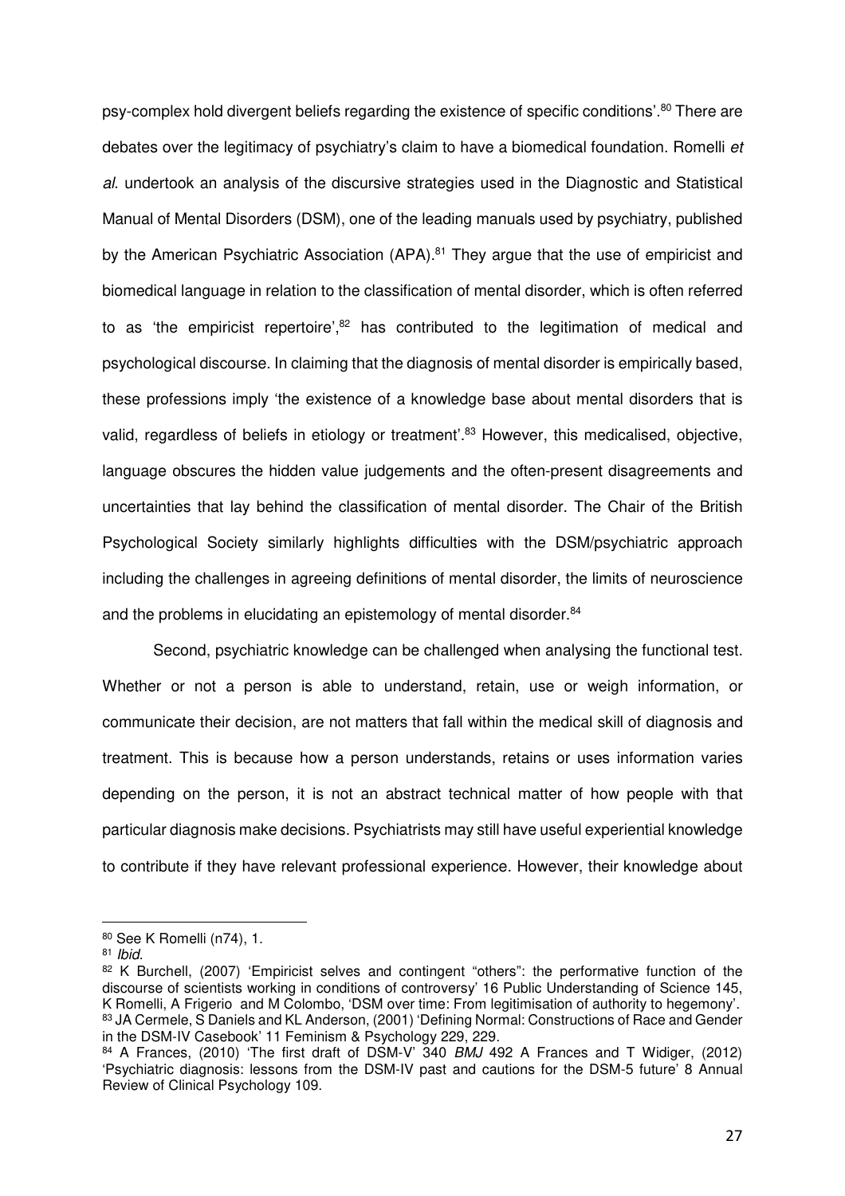psy-complex hold divergent beliefs regarding the existence of specific conditions'.[80] There are debates over the legitimacy of psychiatry's claim to have a biomedical foundation. Romelli *et al*. undertook an analysis of the discursive strategies used in the Diagnostic and Statistical Manual of Mental Disorders (DSM), one of the leading manuals used by psychiatry, published by the American Psychiatric Association (APA).[81] They argue that the use of empiricist and biomedical language in relation to the classification of mental disorder, which is often referred to as 'the empiricist repertoire',[82] has contributed to the legitimation of medical and psychological discourse. In claiming that the diagnosis of mental disorder is empirically based, these professions imply 'the existence of a knowledge base about mental disorders that is valid, regardless of beliefs in etiology or treatment'.[83] However, this medicalised, objective, language obscures the hidden value judgements and the often-present disagreements and uncertainties that lay behind the classification of mental disorder. The Chair of the British Psychological Society similarly highlights difficulties with the DSM/psychiatric approach including the challenges in agreeing definitions of mental disorder, the limits of neuroscience and the problems in elucidating an epistemology of mental disorder.[84]

Second, psychiatric knowledge can be challenged when analysing the functional test. Whether or not a person is able to understand, retain, use or weigh information, or communicate their decision, are not matters that fall within the medical skill of diagnosis and treatment. This is because how a person understands, retains or uses information varies depending on the person, it is not an abstract technical matter of how people with that particular diagnosis make decisions. Psychiatrists may still have useful experiential knowledge to contribute if they have relevant professional experience. However, their knowledge about

---

[80] See K Romelli (n74), 1.

[81] *Ibid.*

[82] K Burchell, (2007) 'Empiricist selves and contingent "others": the performative function of the discourse of scientists working in conditions of controversy' 16 Public Understanding of Science 145, K Romelli, A Frigerio and M Colombo, 'DSM over time: From legitimisation of authority to hegemony'.

[83] JA Cermele, S Daniels and KL Anderson, (2001) 'Defining Normal: Constructions of Race and Gender in the DSM-IV Casebook' 11 Feminism & Psychology 229, 229.

[84] A Frances, (2010) 'The first draft of DSM-V' 340 *BMJ* 492 A Frances and T Widiger, (2012) 'Psychiatric diagnosis: lessons from the DSM-IV past and cautions for the DSM-5 future' 8 Annual Review of Clinical Psychology 109.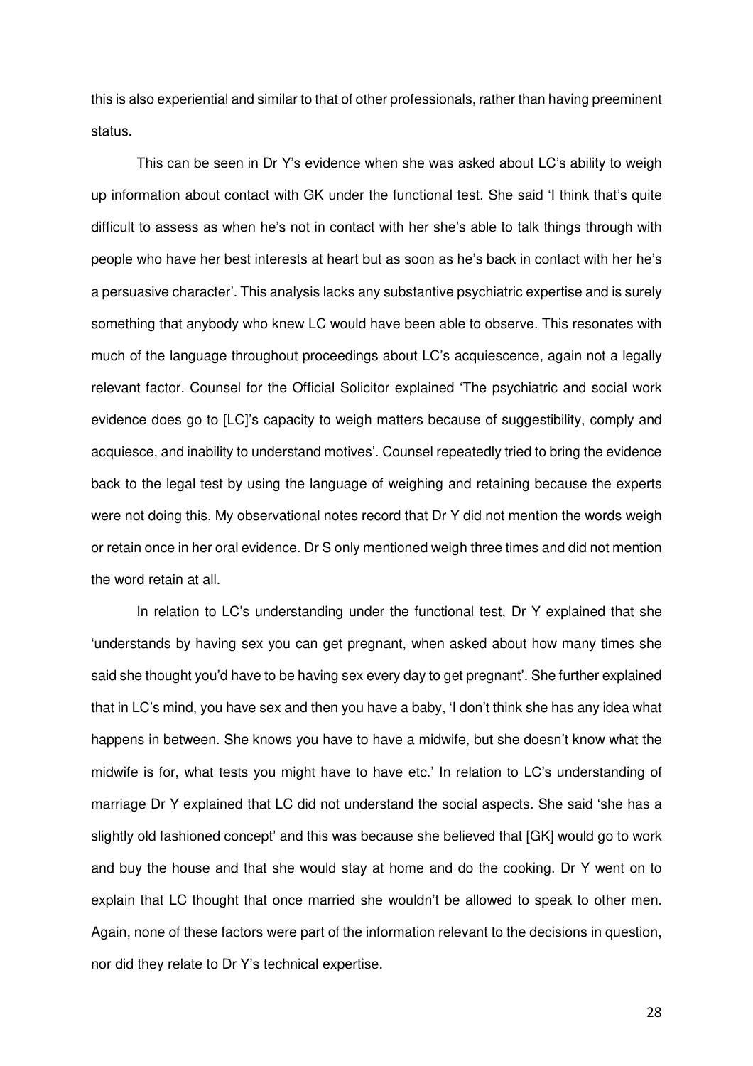this is also experiential and similar to that of other professionals, rather than having preeminent status.

This can be seen in Dr Y's evidence when she was asked about LC's ability to weigh up information about contact with GK under the functional test. She said 'I think that's quite difficult to assess as when he's not in contact with her she's able to talk things through with people who have her best interests at heart but as soon as he's back in contact with her he's a persuasive character'. This analysis lacks any substantive psychiatric expertise and is surely something that anybody who knew LC would have been able to observe. This resonates with much of the language throughout proceedings about LC's acquiescence, again not a legally relevant factor. Counsel for the Official Solicitor explained 'The psychiatric and social work evidence does go to [LC]'s capacity to weigh matters because of suggestibility, comply and acquiesce, and inability to understand motives'. Counsel repeatedly tried to bring the evidence back to the legal test by using the language of weighing and retaining because the experts were not doing this. My observational notes record that Dr Y did not mention the words weigh or retain once in her oral evidence. Dr S only mentioned weigh three times and did not mention the word retain at all.

In relation to LC's understanding under the functional test, Dr Y explained that she 'understands by having sex you can get pregnant, when asked about how many times she said she thought you'd have to be having sex every day to get pregnant'. She further explained that in LC's mind, you have sex and then you have a baby, 'I don't think she has any idea what happens in between. She knows you have to have a midwife, but she doesn't know what the midwife is for, what tests you might have to have etc.' In relation to LC's understanding of marriage Dr Y explained that LC did not understand the social aspects. She said 'she has a slightly old fashioned concept' and this was because she believed that [GK] would go to work and buy the house and that she would stay at home and do the cooking. Dr Y went on to explain that LC thought that once married she wouldn't be allowed to speak to other men. Again, none of these factors were part of the information relevant to the decisions in question, nor did they relate to Dr Y's technical expertise.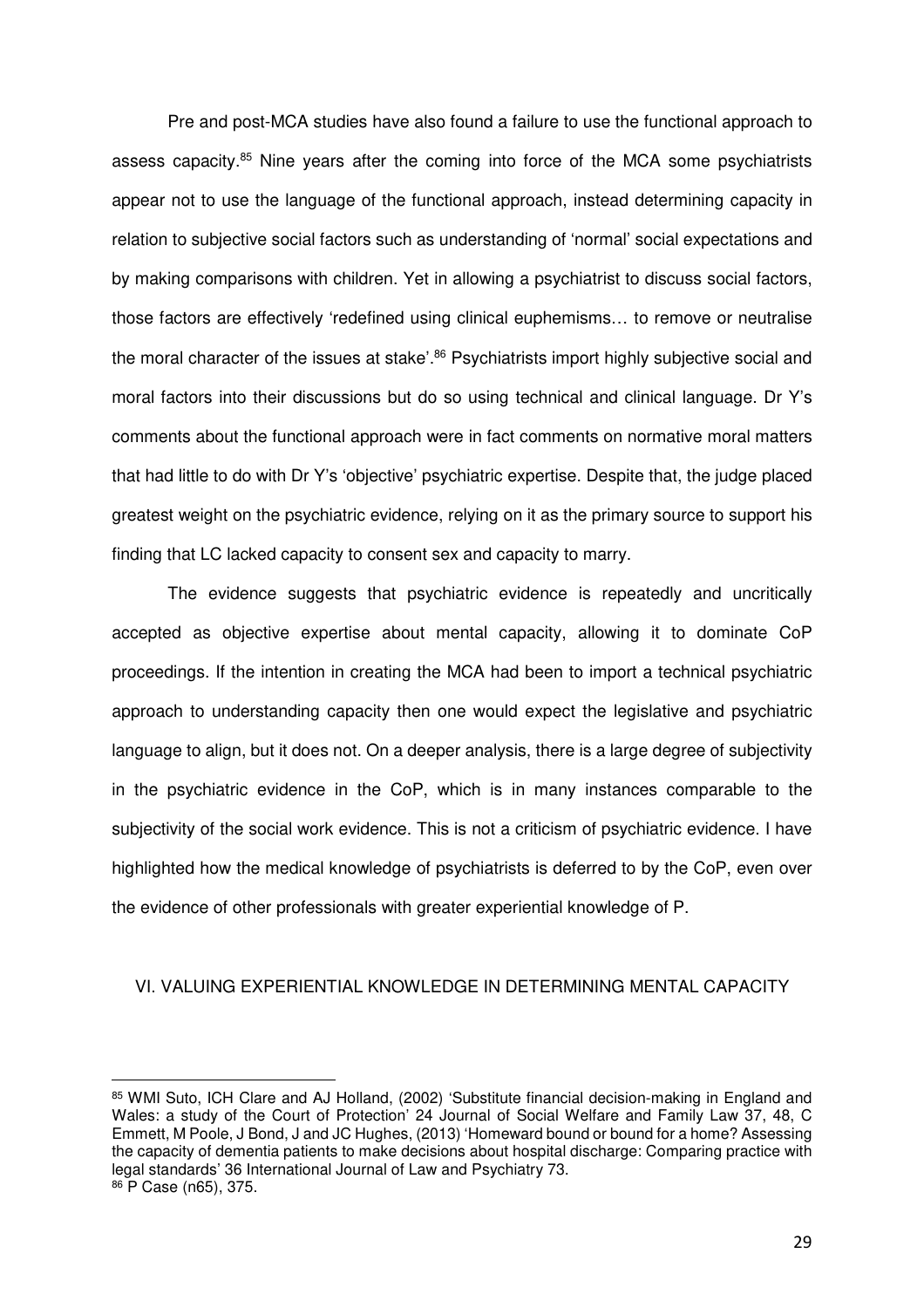Pre and post-MCA studies have also found a failure to use the functional approach to assess capacity.[85] Nine years after the coming into force of the MCA some psychiatrists appear not to use the language of the functional approach, instead determining capacity in relation to subjective social factors such as understanding of 'normal' social expectations and by making comparisons with children. Yet in allowing a psychiatrist to discuss social factors, those factors are effectively 'redefined using clinical euphemisms… to remove or neutralise the moral character of the issues at stake'.[86] Psychiatrists import highly subjective social and moral factors into their discussions but do so using technical and clinical language. Dr Y's comments about the functional approach were in fact comments on normative moral matters that had little to do with Dr Y's 'objective' psychiatric expertise. Despite that, the judge placed greatest weight on the psychiatric evidence, relying on it as the primary source to support his finding that LC lacked capacity to consent sex and capacity to marry.

The evidence suggests that psychiatric evidence is repeatedly and uncritically accepted as objective expertise about mental capacity, allowing it to dominate CoP proceedings. If the intention in creating the MCA had been to import a technical psychiatric approach to understanding capacity then one would expect the legislative and psychiatric language to align, but it does not. On a deeper analysis, there is a large degree of subjectivity in the psychiatric evidence in the CoP, which is in many instances comparable to the subjectivity of the social work evidence. This is not a criticism of psychiatric evidence. I have highlighted how the medical knowledge of psychiatrists is deferred to by the CoP, even over the evidence of other professionals with greater experiential knowledge of P.

## VI. VALUING EXPERIENTIAL KNOWLEDGE IN DETERMINING MENTAL CAPACITY

---

[85] WMI Suto, ICH Clare and AJ Holland, (2002) 'Substitute financial decision-making in England and Wales: a study of the Court of Protection' 24 Journal of Social Welfare and Family Law 37, 48, C Emmett, M Poole, J Bond, J and JC Hughes, (2013) 'Homeward bound or bound for a home? Assessing the capacity of dementia patients to make decisions about hospital discharge: Comparing practice with legal standards' 36 International Journal of Law and Psychiatry 73.

[86] P Case (n65), 375.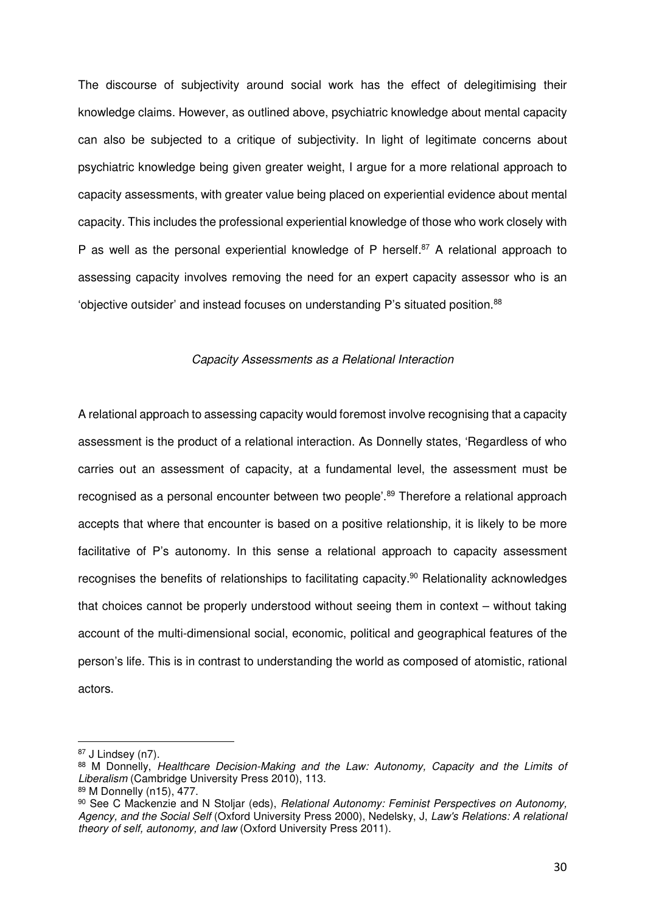The discourse of subjectivity around social work has the effect of delegitimising their knowledge claims. However, as outlined above, psychiatric knowledge about mental capacity can also be subjected to a critique of subjectivity. In light of legitimate concerns about psychiatric knowledge being given greater weight, I argue for a more relational approach to capacity assessments, with greater value being placed on experiential evidence about mental capacity. This includes the professional experiential knowledge of those who work closely with P as well as the personal experiential knowledge of P herself.[87] A relational approach to assessing capacity involves removing the need for an expert capacity assessor who is an 'objective outsider' and instead focuses on understanding P's situated position.[88]

*Capacity Assessments as a Relational Interaction*

A relational approach to assessing capacity would foremost involve recognising that a capacity assessment is the product of a relational interaction. As Donnelly states, 'Regardless of who carries out an assessment of capacity, at a fundamental level, the assessment must be recognised as a personal encounter between two people'.[89] Therefore a relational approach accepts that where that encounter is based on a positive relationship, it is likely to be more facilitative of P's autonomy. In this sense a relational approach to capacity assessment recognises the benefits of relationships to facilitating capacity.[90] Relationality acknowledges that choices cannot be properly understood without seeing them in context – without taking account of the multi-dimensional social, economic, political and geographical features of the person's life. This is in contrast to understanding the world as composed of atomistic, rational actors.

---

[87] J Lindsey (n7).

[88] M Donnelly, *Healthcare Decision-Making and the Law: Autonomy, Capacity and the Limits of Liberalism* (Cambridge University Press 2010), 113.

[89] M Donnelly (n15), 477.

[90] See C Mackenzie and N Stoljar (eds), *Relational Autonomy: Feminist Perspectives on Autonomy, Agency, and the Social Self* (Oxford University Press 2000), Nedelsky, J, *Law's Relations: A relational theory of self, autonomy, and law* (Oxford University Press 2011).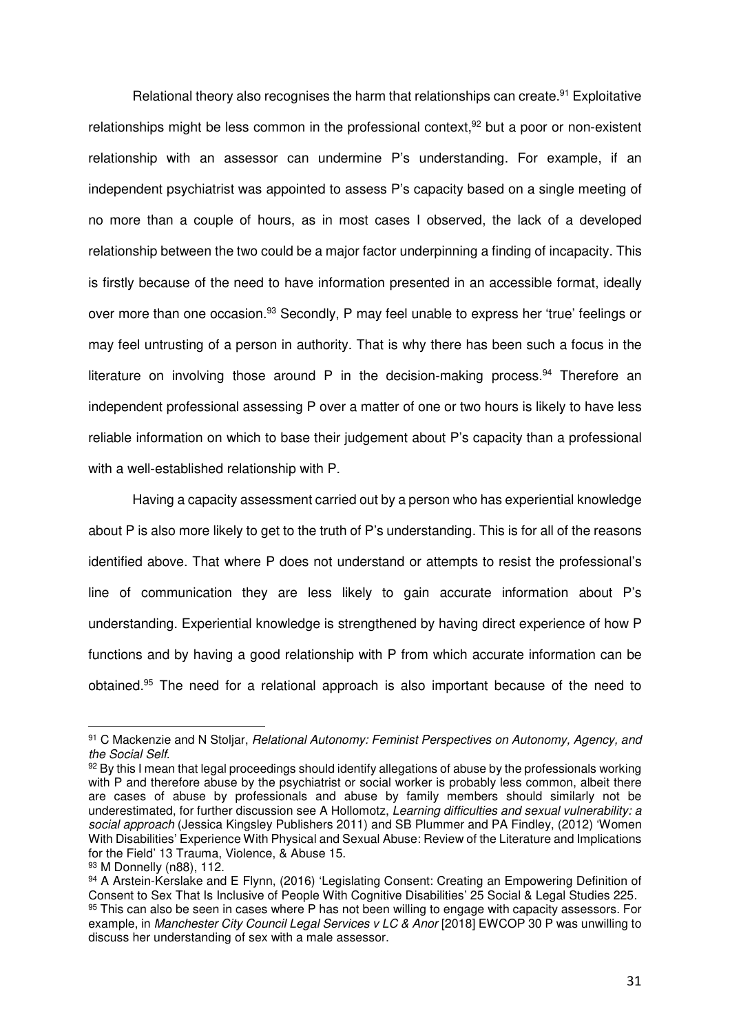Relational theory also recognises the harm that relationships can create.[91] Exploitative relationships might be less common in the professional context,[92] but a poor or non-existent relationship with an assessor can undermine P's understanding. For example, if an independent psychiatrist was appointed to assess P's capacity based on a single meeting of no more than a couple of hours, as in most cases I observed, the lack of a developed relationship between the two could be a major factor underpinning a finding of incapacity. This is firstly because of the need to have information presented in an accessible format, ideally over more than one occasion.[93] Secondly, P may feel unable to express her 'true' feelings or may feel untrusting of a person in authority. That is why there has been such a focus in the literature on involving those around P in the decision-making process.[94] Therefore an independent professional assessing P over a matter of one or two hours is likely to have less reliable information on which to base their judgement about P's capacity than a professional with a well-established relationship with P.

Having a capacity assessment carried out by a person who has experiential knowledge about P is also more likely to get to the truth of P's understanding. This is for all of the reasons identified above. That where P does not understand or attempts to resist the professional's line of communication they are less likely to gain accurate information about P's understanding. Experiential knowledge is strengthened by having direct experience of how P functions and by having a good relationship with P from which accurate information can be obtained.[95] The need for a relational approach is also important because of the need to

---

[91] C Mackenzie and N Stoljar, *Relational Autonomy: Feminist Perspectives on Autonomy, Agency, and the Social Self*.

[92] By this I mean that legal proceedings should identify allegations of abuse by the professionals working with P and therefore abuse by the psychiatrist or social worker is probably less common, albeit there are cases of abuse by professionals and abuse by family members should similarly not be underestimated, for further discussion see A Hollomotz, *Learning difficulties and sexual vulnerability: a social approach* (Jessica Kingsley Publishers 2011) and SB Plummer and PA Findley, (2012) 'Women With Disabilities' Experience With Physical and Sexual Abuse: Review of the Literature and Implications for the Field' 13 Trauma, Violence, & Abuse 15.

[93] M Donnelly (n88), 112.

[94] A Arstein-Kerslake and E Flynn, (2016) 'Legislating Consent: Creating an Empowering Definition of Consent to Sex That Is Inclusive of People With Cognitive Disabilities' 25 Social & Legal Studies 225.

[95] This can also be seen in cases where P has not been willing to engage with capacity assessors. For example, in *Manchester City Council Legal Services v LC & Anor* [2018] EWCOP 30 P was unwilling to discuss her understanding of sex with a male assessor.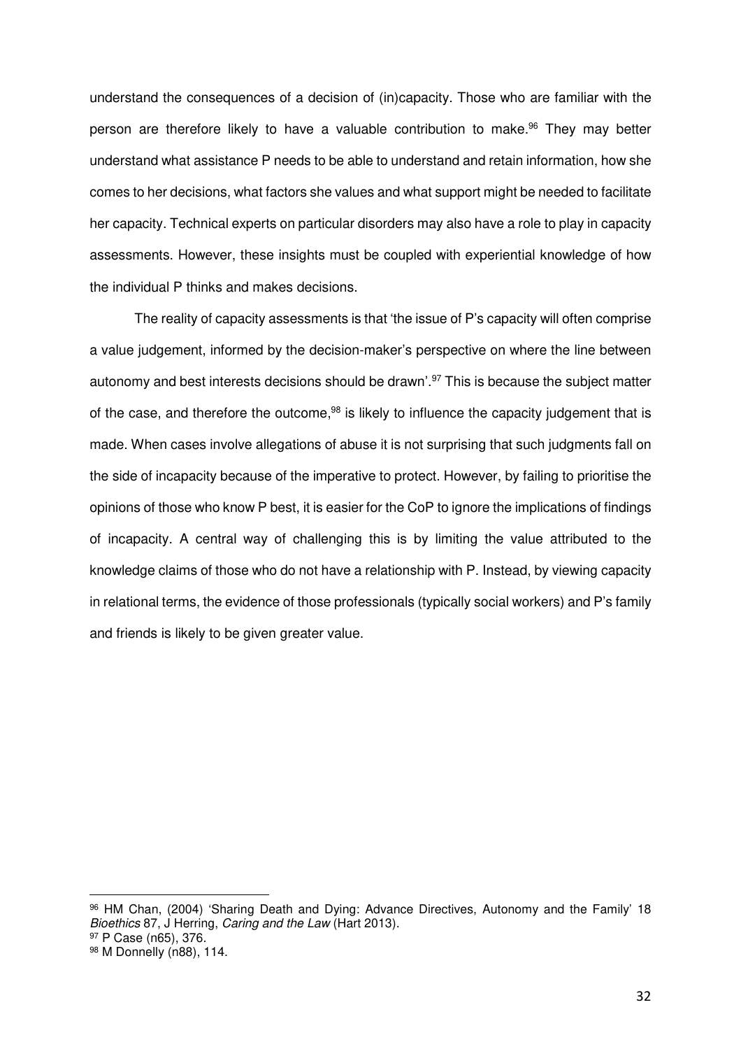understand the consequences of a decision of (in)capacity. Those who are familiar with the person are therefore likely to have a valuable contribution to make.[96] They may better understand what assistance P needs to be able to understand and retain information, how she comes to her decisions, what factors she values and what support might be needed to facilitate her capacity. Technical experts on particular disorders may also have a role to play in capacity assessments. However, these insights must be coupled with experiential knowledge of how the individual P thinks and makes decisions.

The reality of capacity assessments is that 'the issue of P's capacity will often comprise a value judgement, informed by the decision-maker's perspective on where the line between autonomy and best interests decisions should be drawn'.[97] This is because the subject matter of the case, and therefore the outcome,[98] is likely to influence the capacity judgement that is made. When cases involve allegations of abuse it is not surprising that such judgments fall on the side of incapacity because of the imperative to protect. However, by failing to prioritise the opinions of those who know P best, it is easier for the CoP to ignore the implications of findings of incapacity. A central way of challenging this is by limiting the value attributed to the knowledge claims of those who do not have a relationship with P. Instead, by viewing capacity in relational terms, the evidence of those professionals (typically social workers) and P's family and friends is likely to be given greater value.

---

[96] HM Chan, (2004) 'Sharing Death and Dying: Advance Directives, Autonomy and the Family' 18 *Bioethics* 87, J Herring, *Caring and the Law* (Hart 2013).

[97] P Case (n65), 376.

[98] M Donnelly (n88), 114.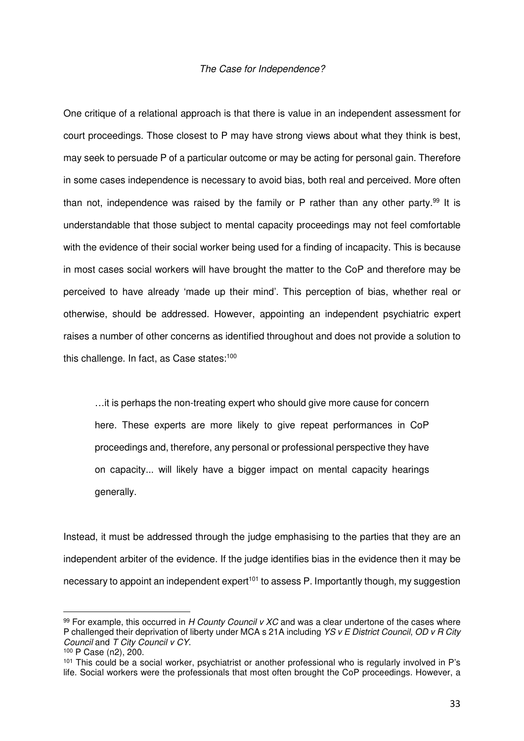### *The Case for Independence?*

One critique of a relational approach is that there is value in an independent assessment for court proceedings. Those closest to P may have strong views about what they think is best, may seek to persuade P of a particular outcome or may be acting for personal gain. Therefore in some cases independence is necessary to avoid bias, both real and perceived. More often than not, independence was raised by the family or P rather than any other party.[99] It is understandable that those subject to mental capacity proceedings may not feel comfortable with the evidence of their social worker being used for a finding of incapacity. This is because in most cases social workers will have brought the matter to the CoP and therefore may be perceived to have already 'made up their mind'. This perception of bias, whether real or otherwise, should be addressed. However, appointing an independent psychiatric expert raises a number of other concerns as identified throughout and does not provide a solution to this challenge. In fact, as Case states:[100]

> …it is perhaps the non-treating expert who should give more cause for concern here. These experts are more likely to give repeat performances in CoP proceedings and, therefore, any personal or professional perspective they have on capacity... will likely have a bigger impact on mental capacity hearings generally.

Instead, it must be addressed through the judge emphasising to the parties that they are an independent arbiter of the evidence. If the judge identifies bias in the evidence then it may be necessary to appoint an independent expert[101] to assess P. Importantly though, my suggestion

---

[99] For example, this occurred in *H County Council v XC* and was a clear undertone of the cases where P challenged their deprivation of liberty under MCA s 21A including *YS v E District Council*, *OD v R City Council* and *T City Council v CY*.

[100] P Case (n2), 200.

[101] This could be a social worker, psychiatrist or another professional who is regularly involved in P's life. Social workers were the professionals that most often brought the CoP proceedings. However, a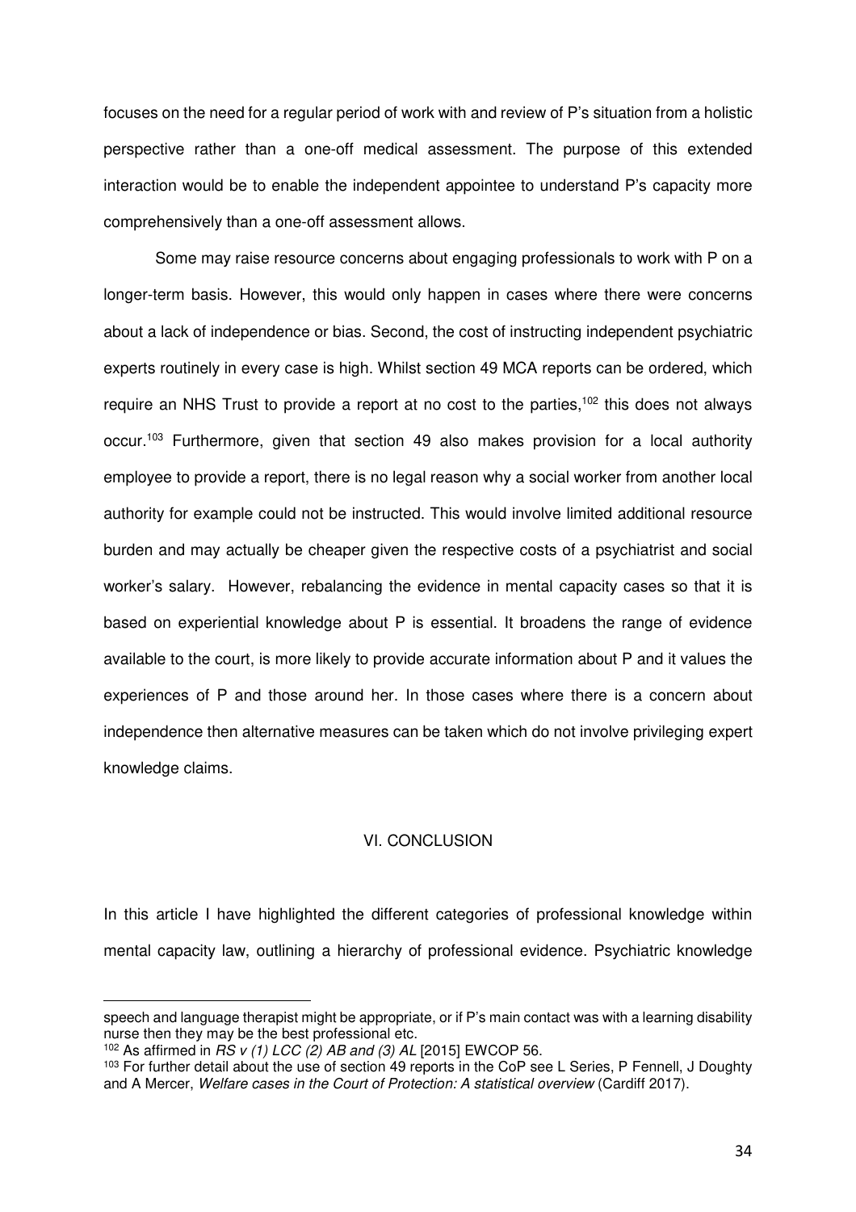focuses on the need for a regular period of work with and review of P's situation from a holistic perspective rather than a one-off medical assessment. The purpose of this extended interaction would be to enable the independent appointee to understand P's capacity more comprehensively than a one-off assessment allows.

Some may raise resource concerns about engaging professionals to work with P on a longer-term basis. However, this would only happen in cases where there were concerns about a lack of independence or bias. Second, the cost of instructing independent psychiatric experts routinely in every case is high. Whilst section 49 MCA reports can be ordered, which require an NHS Trust to provide a report at no cost to the parties,[102] this does not always occur.[103] Furthermore, given that section 49 also makes provision for a local authority employee to provide a report, there is no legal reason why a social worker from another local authority for example could not be instructed. This would involve limited additional resource burden and may actually be cheaper given the respective costs of a psychiatrist and social worker's salary. However, rebalancing the evidence in mental capacity cases so that it is based on experiential knowledge about P is essential. It broadens the range of evidence available to the court, is more likely to provide accurate information about P and it values the experiences of P and those around her. In those cases where there is a concern about independence then alternative measures can be taken which do not involve privileging expert knowledge claims.

## VI. CONCLUSION

In this article I have highlighted the different categories of professional knowledge within mental capacity law, outlining a hierarchy of professional evidence. Psychiatric knowledge

---

speech and language therapist might be appropriate, or if P's main contact was with a learning disability nurse then they may be the best professional etc.

[102] As affirmed in *RS v (1) LCC (2) AB and (3) AL* [2015] EWCOP 56.

[103] For further detail about the use of section 49 reports in the CoP see L Series, P Fennell, J Doughty and A Mercer, *Welfare cases in the Court of Protection: A statistical overview* (Cardiff 2017).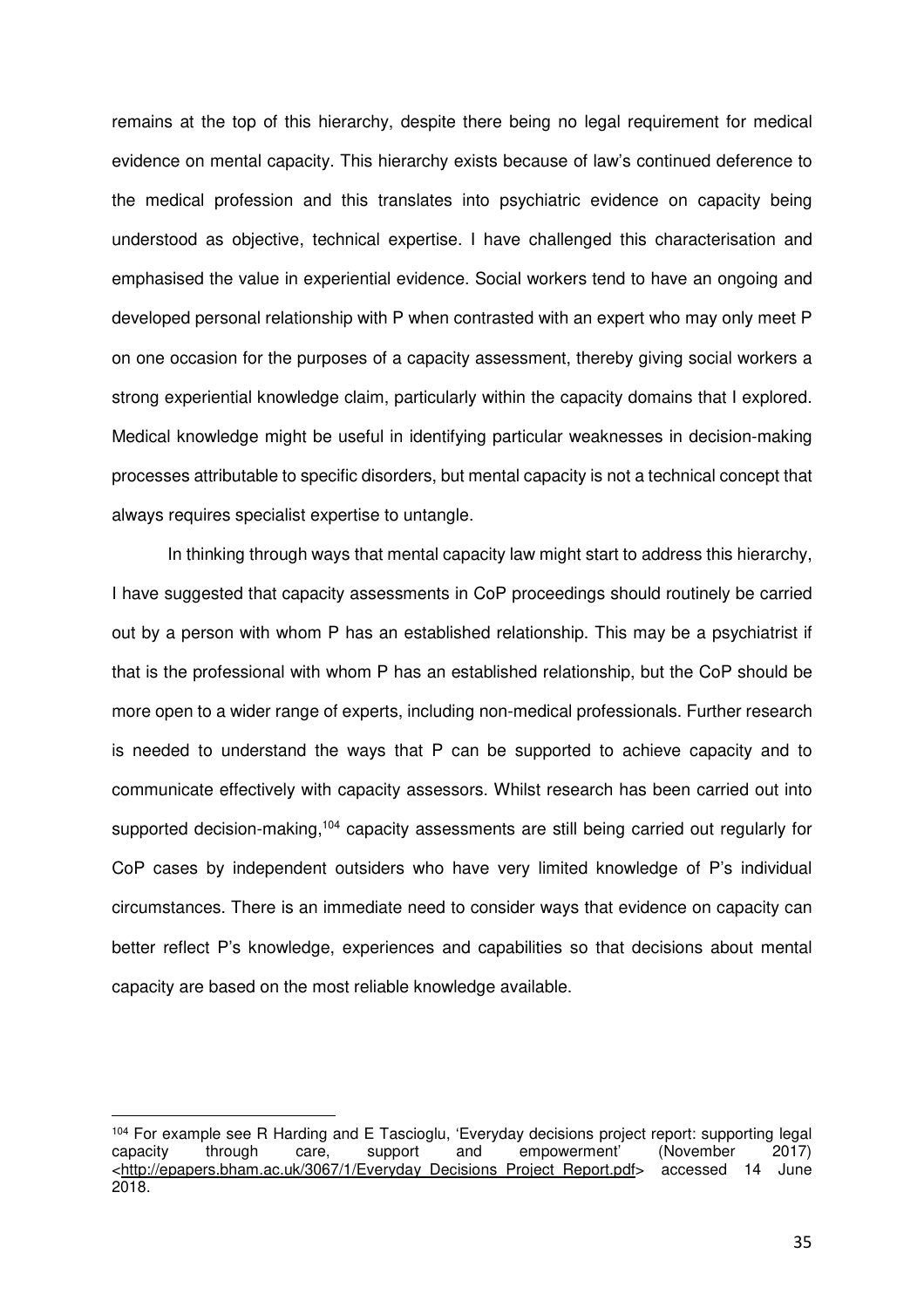remains at the top of this hierarchy, despite there being no legal requirement for medical evidence on mental capacity. This hierarchy exists because of law's continued deference to the medical profession and this translates into psychiatric evidence on capacity being understood as objective, technical expertise. I have challenged this characterisation and emphasised the value in experiential evidence. Social workers tend to have an ongoing and developed personal relationship with P when contrasted with an expert who may only meet P on one occasion for the purposes of a capacity assessment, thereby giving social workers a strong experiential knowledge claim, particularly within the capacity domains that I explored. Medical knowledge might be useful in identifying particular weaknesses in decision-making processes attributable to specific disorders, but mental capacity is not a technical concept that always requires specialist expertise to untangle.

In thinking through ways that mental capacity law might start to address this hierarchy, I have suggested that capacity assessments in CoP proceedings should routinely be carried out by a person with whom P has an established relationship. This may be a psychiatrist if that is the professional with whom P has an established relationship, but the CoP should be more open to a wider range of experts, including non-medical professionals. Further research is needed to understand the ways that P can be supported to achieve capacity and to communicate effectively with capacity assessors. Whilst research has been carried out into supported decision-making,[104] capacity assessments are still being carried out regularly for CoP cases by independent outsiders who have very limited knowledge of P's individual circumstances. There is an immediate need to consider ways that evidence on capacity can better reflect P's knowledge, experiences and capabilities so that decisions about mental capacity are based on the most reliable knowledge available.

---

[104] For example see R Harding and E Tascioglu, 'Everyday decisions project report: supporting legal capacity through care, support and empowerment' (November 2017) <http://epapers.bham.ac.uk/3067/1/Everyday_Decisions_Project_Report.pdf> accessed 14 June 2018.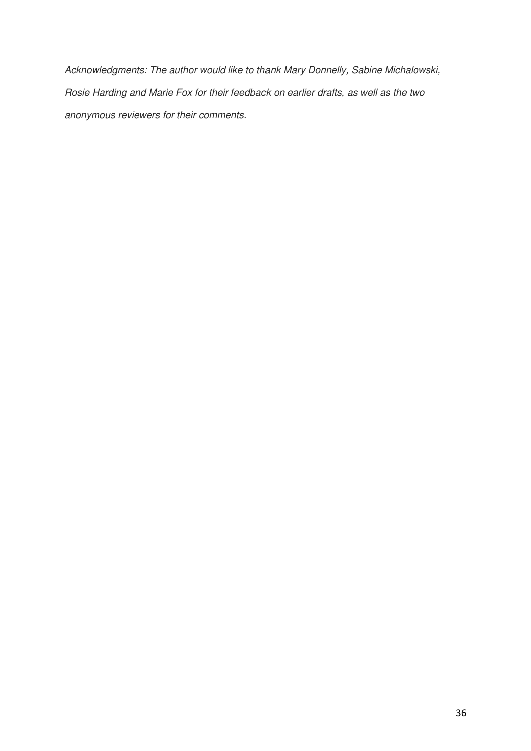*Acknowledgments: The author would like to thank Mary Donnelly, Sabine Michalowski, Rosie Harding and Marie Fox for their feedback on earlier drafts, as well as the two anonymous reviewers for their comments.*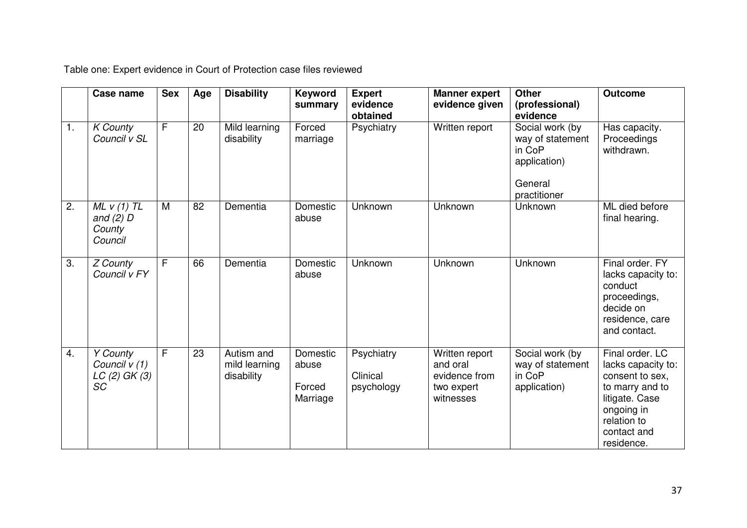Table one: Expert evidence in Court of Protection case files reviewed

| | Case name | Sex | Age | Disability | Keyword summary | Expert evidence obtained | Manner expert evidence given | Other (professional) evidence | Outcome |
|---|---|---|---|---|---|---|---|---|---|
| 1. | *K County Council v SL* | F | 20 | Mild learning disability | Forced marriage | Psychiatry | Written report | Social work (by way of statement in CoP application)<br><br>General practitioner | Has capacity. Proceedings withdrawn. |
| 2. | *ML v (1) TL and (2) D County Council* | M | 82 | Dementia | Domestic abuse | Unknown | Unknown | Unknown | ML died before final hearing. |
| 3. | *Z County Council v FY* | F | 66 | Dementia | Domestic abuse | Unknown | Unknown | Unknown | Final order. FY lacks capacity to: conduct proceedings, decide on residence, care and contact. |
| 4. | *Y County Council v (1) LC (2) GK (3) SC* | F | 23 | Autism and mild learning disability | Domestic abuse<br><br>Forced Marriage | Psychiatry<br><br>Clinical psychology | Written report and oral evidence from two expert witnesses | Social work (by way of statement in CoP application) | Final order. LC lacks capacity to: consent to sex, to marry and to litigate. Case ongoing in relation to contact and residence. |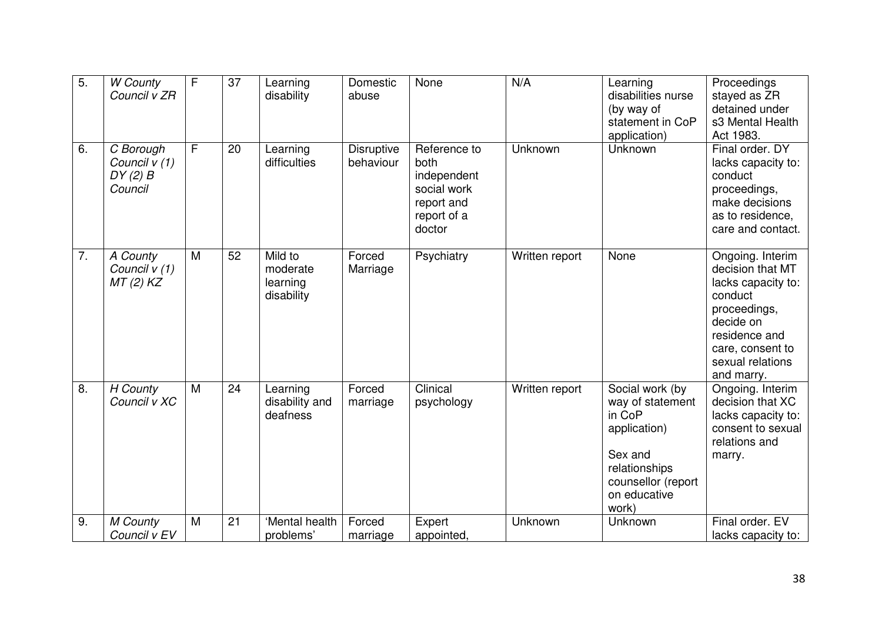| 5. | *W County Council v ZR* | F | 37 | Learning disability | Domestic abuse | None | N/A | Learning disabilities nurse (by way of statement in CoP application) | Proceedings stayed as ZR detained under s3 Mental Health Act 1983. |
|---|---|---|---|---|---|---|---|---|---|
| 6. | *C Borough Council v (1) DY (2) B Council* | F | 20 | Learning difficulties | Disruptive behaviour | Reference to both independent social work report and report of a doctor | Unknown | Unknown | Final order. DY lacks capacity to: conduct proceedings, make decisions as to residence, care and contact. |
| 7. | *A County Council v (1) MT (2) KZ* | M | 52 | Mild to moderate learning disability | Forced Marriage | Psychiatry | Written report | None | Ongoing. Interim decision that MT lacks capacity to: conduct proceedings, decide on residence and care, consent to sexual relations and marry. |
| 8. | *H County Council v XC* | M | 24 | Learning disability and deafness | Forced marriage | Clinical psychology | Written report | Social work (by way of statement in CoP application)<br><br>Sex and relationships counsellor (report on educative work) | Ongoing. Interim decision that XC lacks capacity to: consent to sexual relations and marry. |
| 9. | *M County Council v EV* | M | 21 | 'Mental health problems' | Forced marriage | Expert appointed, | Unknown | Unknown | Final order. EV lacks capacity to: |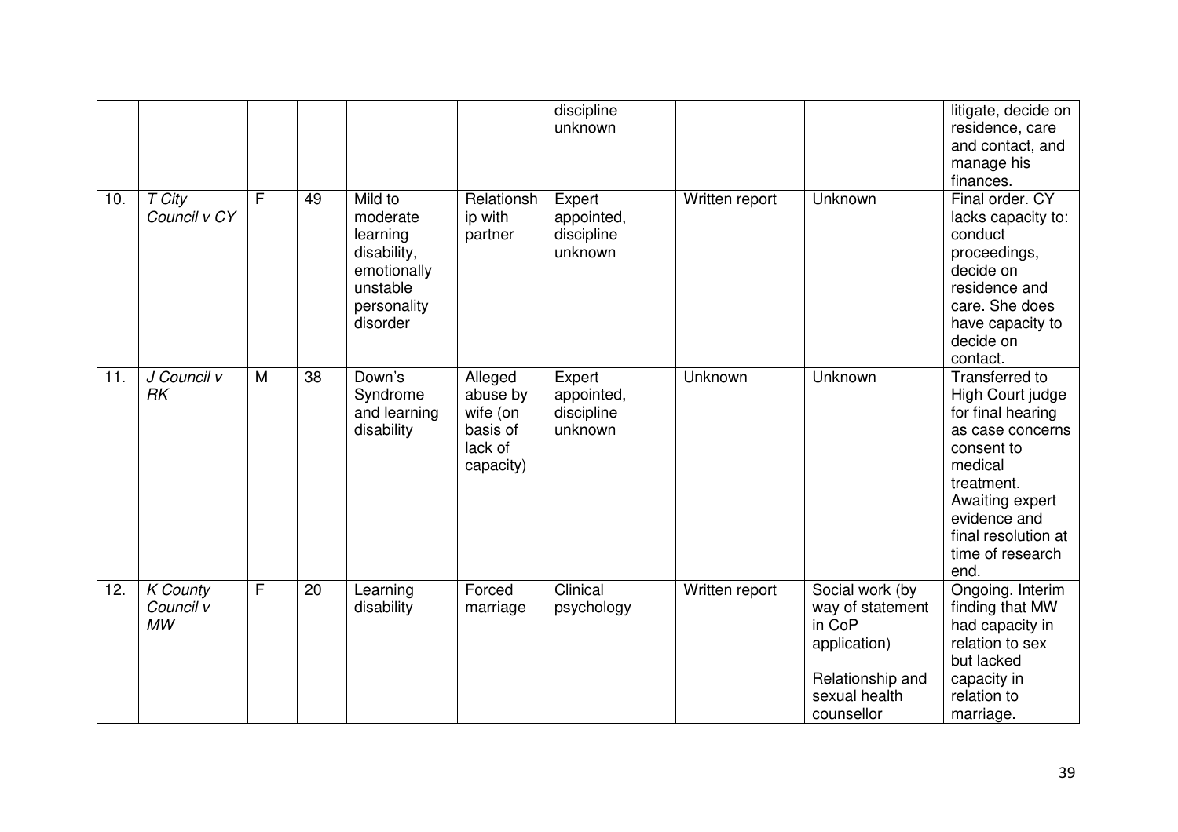| | | | | | | | | | |
|---|---|---|---|---|---|---|---|---|---|
| | | | | | | discipline unknown | | | litigate, decide on residence, care and contact, and manage his finances. |
| 10. | *T City Council v CY* | F | 49 | Mild to moderate learning disability, emotionally unstable personality disorder | Relationship with partner | Expert appointed, discipline unknown | Written report | Unknown | Final order. CY lacks capacity to: conduct proceedings, decide on residence and care. She does have capacity to decide on contact. |
| 11. | *J Council v RK* | M | 38 | Down's Syndrome and learning disability | Alleged abuse by wife (on basis of lack of capacity) | Expert appointed, discipline unknown | Unknown | Unknown | Transferred to High Court judge for final hearing as case concerns consent to medical treatment. Awaiting expert evidence and final resolution at time of research end. |
| 12. | *K County Council v MW* | F | 20 | Learning disability | Forced marriage | Clinical psychology | Written report | Social work (by way of statement in CoP application)<br><br>Relationship and sexual health counsellor | Ongoing. Interim finding that MW had capacity in relation to sex but lacked capacity in relation to marriage. |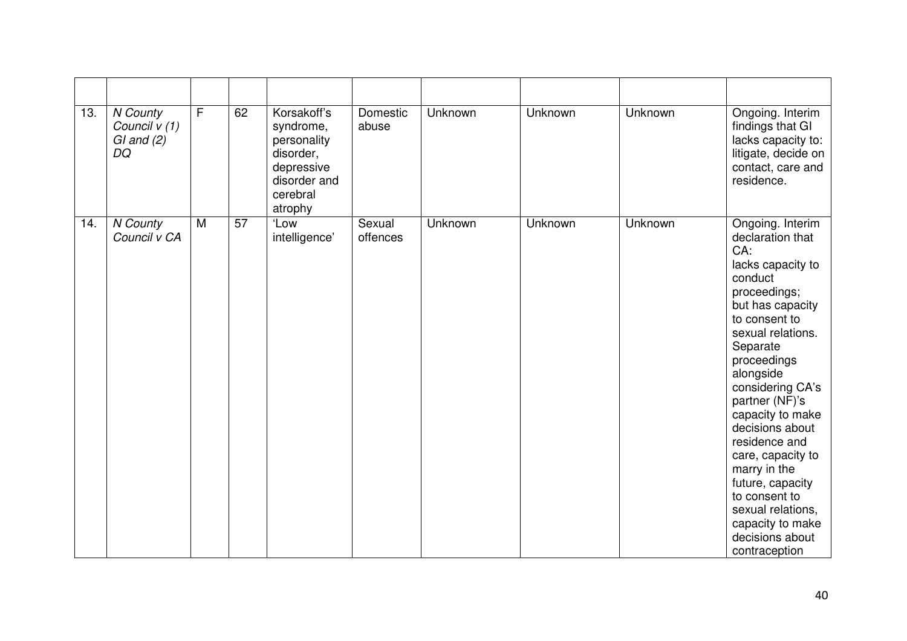| | | | | | | | | | |
|---|---|---|---|---|---|---|---|---|---|
| 13. | *N County Council v (1) GI and (2) DQ* | F | 62 | Korsakoff's syndrome, personality disorder, depressive disorder and cerebral atrophy | Domestic abuse | Unknown | Unknown | Unknown | Ongoing. Interim findings that GI lacks capacity to: litigate, decide on contact, care and residence. |
| 14. | *N County Council v CA* | M | 57 | 'Low intelligence' | Sexual offences | Unknown | Unknown | Unknown | Ongoing. Interim declaration that CA: lacks capacity to conduct proceedings; but has capacity to consent to sexual relations. Separate proceedings alongside considering CA's partner (NF)'s capacity to make decisions about residence and care, capacity to marry in the future, capacity to consent to sexual relations, capacity to make decisions about contraception |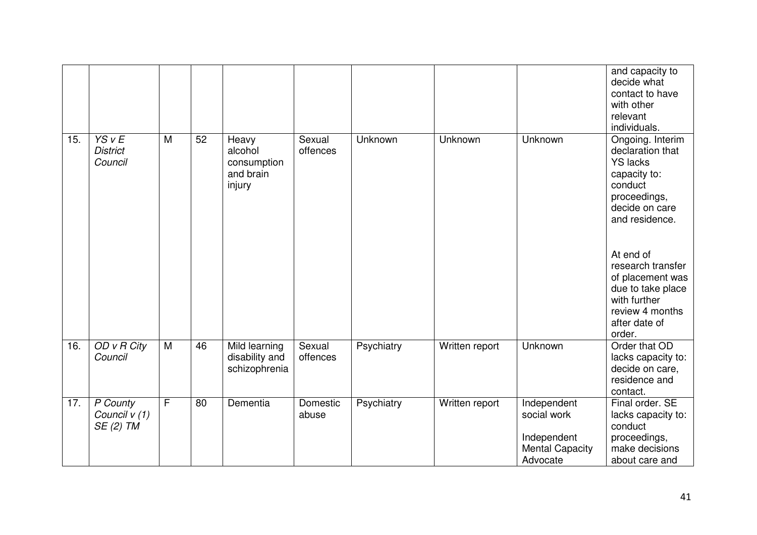| | | | | | | | | | |
|---|---|---|---|---|---|---|---|---|---|
| | | | | | | | | | and capacity to decide what contact to have with other relevant individuals. |
| 15. | *YS v E District Council* | M | 52 | Heavy alcohol consumption and brain injury | Sexual offences | Unknown | Unknown | Unknown | Ongoing. Interim declaration that YS lacks capacity to: conduct proceedings, decide on care and residence.<br><br>At end of research transfer of placement was due to take place with further review 4 months after date of order. |
| 16. | *OD v R City Council* | M | 46 | Mild learning disability and schizophrenia | Sexual offences | Psychiatry | Written report | Unknown | Order that OD lacks capacity to: decide on care, residence and contact. |
| 17. | *P County Council v (1) SE (2) TM* | F | 80 | Dementia | Domestic abuse | Psychiatry | Written report | Independent social work<br><br>Independent Mental Capacity Advocate | Final order. SE lacks capacity to: conduct proceedings, make decisions about care and |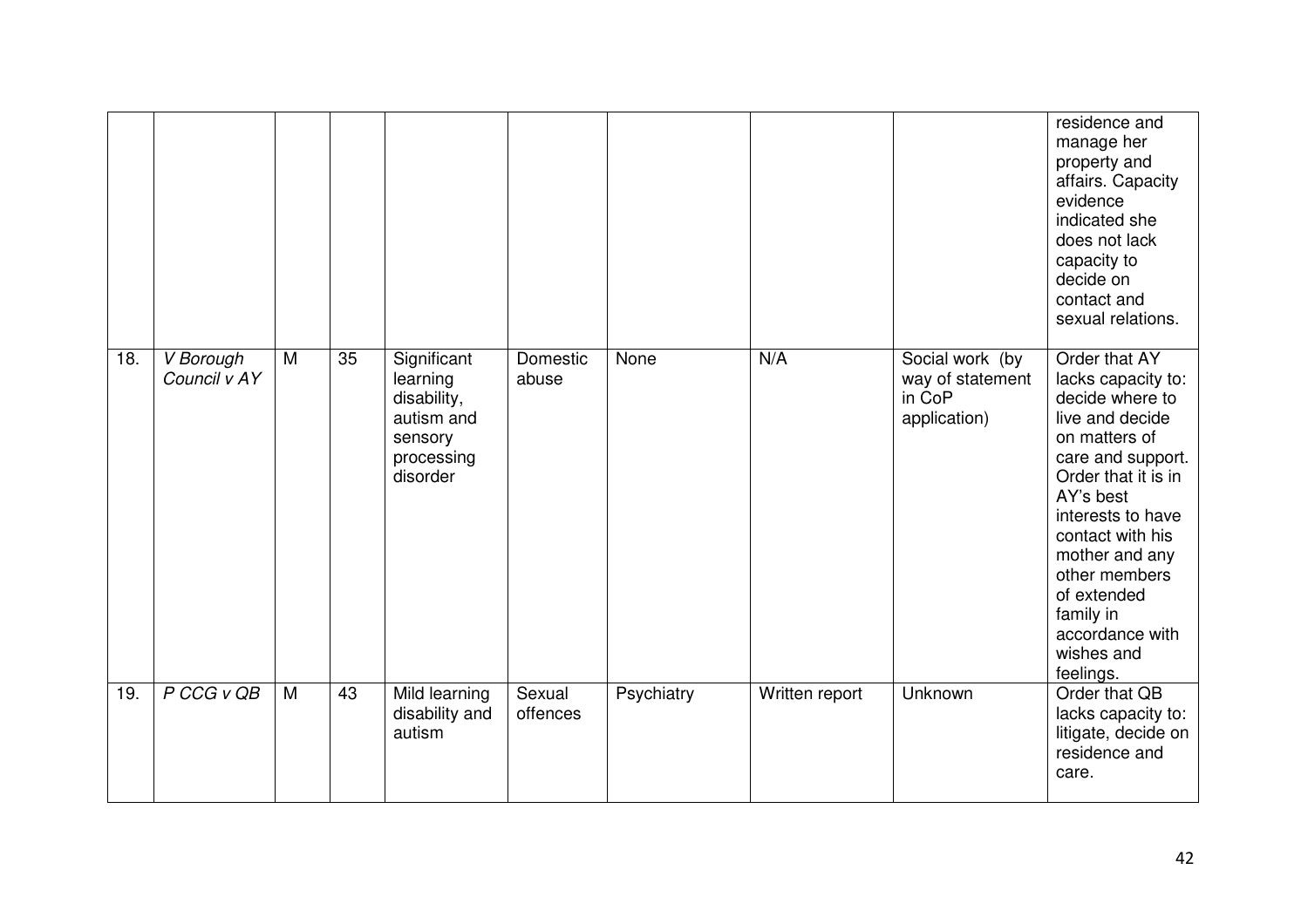| | | | | | | | | | |
|---|---|---|---|---|---|---|---|---|---|
| | | | | | | | | | residence and manage her property and affairs. Capacity evidence indicated she does not lack capacity to decide on contact and sexual relations. |
| 18. | *V Borough Council v AY* | M | 35 | Significant learning disability, autism and sensory processing disorder | Domestic abuse | None | N/A | Social work (by way of statement in CoP application) | Order that AY lacks capacity to: decide where to live and decide on matters of care and support. Order that it is in AY's best interests to have contact with his mother and any other members of extended family in accordance with wishes and feelings. |
| 19. | *P CCG v QB* | M | 43 | Mild learning disability and autism | Sexual offences | Psychiatry | Written report | Unknown | Order that QB lacks capacity to: litigate, decide on residence and care. |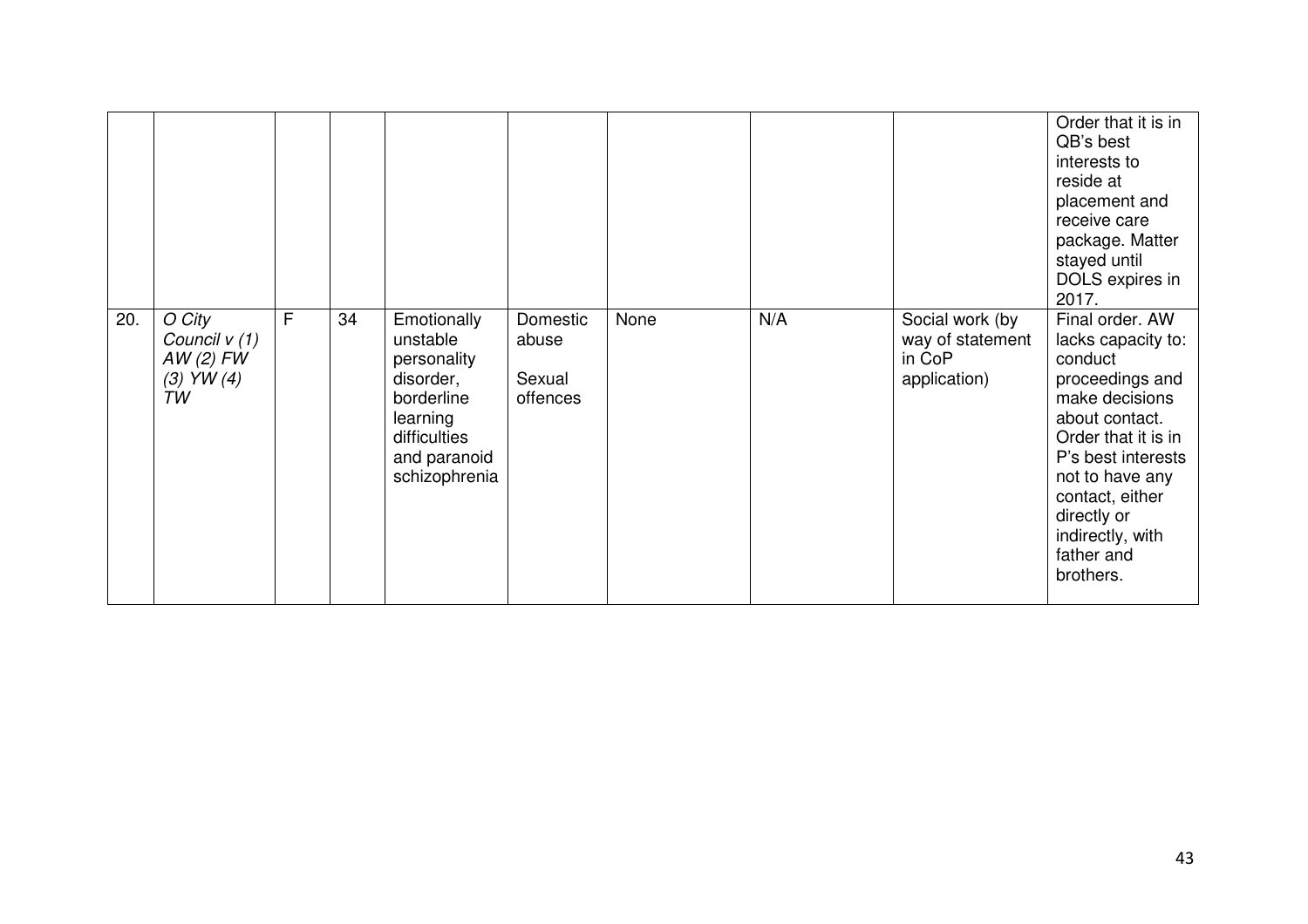| | | | | | | | | | |
|---|---|---|---|---|---|---|---|---|---|
| | | | | | | | | | Order that it is in QB's best interests to reside at placement and receive care package. Matter stayed until DOLS expires in 2017. |
| 20. | *O City Council v (1) AW (2) FW (3) YW (4) TW* | F | 34 | Emotionally unstable personality disorder, borderline learning difficulties and paranoid schizophrenia | Domestic abuse<br><br>Sexual offences | None | N/A | Social work (by way of statement in CoP application) | Final order. AW lacks capacity to: conduct proceedings and make decisions about contact. Order that it is in P's best interests not to have any contact, either directly or indirectly, with father and brothers. |